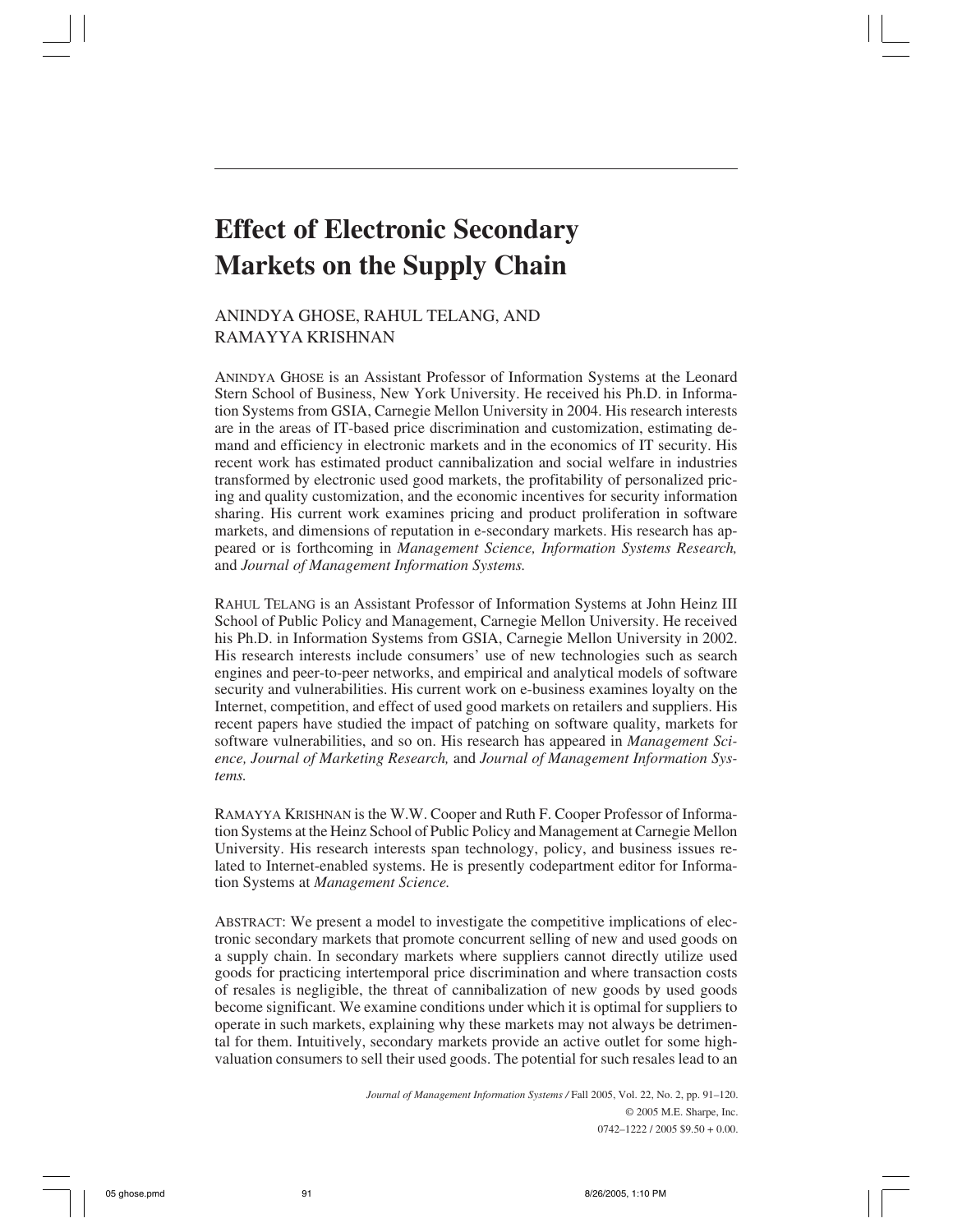# Effect of Electronic Secondary Markets on the Supply Chain

ANINDYA GHOSE, RAHUL TELANG, AND RAMAYYA KRISHNAN

ANINDYA GHOSE is an Assistant Professor of Information Systems at the Leonard Stern School of Business, New York University. He received his Ph.D. in Information Systems from GSIA, Carnegie Mellon University in 2004. His research interests are in the areas of IT-based price discrimination and customization, estimating demand and efficiency in electronic markets and in the economics of IT security. His recent work has estimated product cannibalization and social welfare in industries transformed by electronic used good markets, the profitability of personalized pricing and quality customization, and the economic incentives for security information sharing. His current work examines pricing and product proliferation in software markets, and dimensions of reputation in e-secondary markets. His research has appeared or is forthcoming in *Management Science, Information Systems Research,* and *Journal of Management Information Systems.*

RAHUL TELANG is an Assistant Professor of Information Systems at John Heinz III School of Public Policy and Management, Carnegie Mellon University. He received his Ph.D. in Information Systems from GSIA, Carnegie Mellon University in 2002. His research interests include consumers' use of new technologies such as search engines and peer-to-peer networks, and empirical and analytical models of software security and vulnerabilities. His current work on e-business examines loyalty on the Internet, competition, and effect of used good markets on retailers and suppliers. His recent papers have studied the impact of patching on software quality, markets for software vulnerabilities, and so on. His research has appeared in *Management Science, Journal of Marketing Research,* and *Journal of Management Information Systems.*

RAMAYYA KRISHNAN is the W.W. Cooper and Ruth F. Cooper Professor of Information Systems at the Heinz School of Public Policy and Management at Carnegie Mellon University. His research interests span technology, policy, and business issues related to Internet-enabled systems. He is presently codepartment editor for Information Systems at *Management Science.*

ABSTRACT: We present a model to investigate the competitive implications of electronic secondary markets that promote concurrent selling of new and used goods on a supply chain. In secondary markets where suppliers cannot directly utilize used goods for practicing intertemporal price discrimination and where transaction costs of resales is negligible, the threat of cannibalization of new goods by used goods become significant. We examine conditions under which it is optimal for suppliers to operate in such markets, explaining why these markets may not always be detrimental for them. Intuitively, secondary markets provide an active outlet for some high-valuation consumers to sell their used goods. The potential for such resales lead to an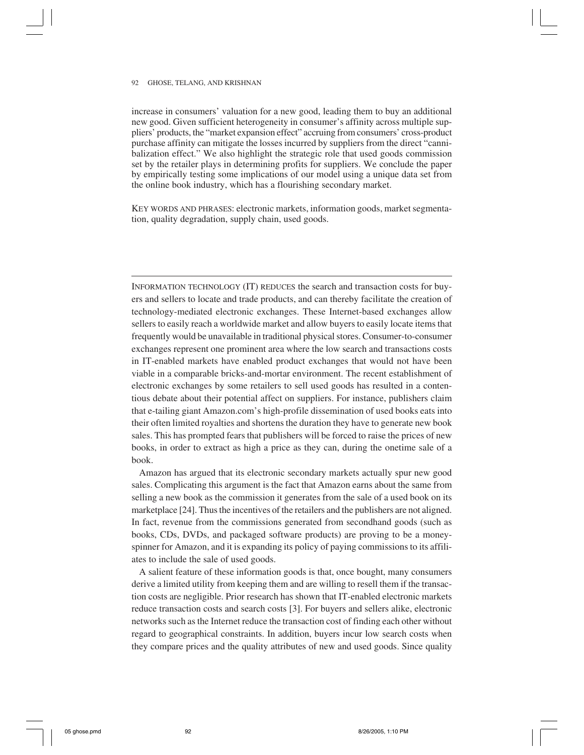increase in consumers' valuation for a new good, leading them to buy an additional new good. Given sufficient heterogeneity in consumer's affinity across multiple suppliers' products, the "market expansion effect" accruing from consumers' cross-product purchase affinity can mitigate the losses incurred by suppliers from the direct "cannibalization effect." We also highlight the strategic role that used goods commission set by the retailer plays in determining profits for suppliers. We conclude the paper by empirically testing some implications of our model using a unique data set from the online book industry, which has a flourishing secondary market.

KEY WORDS AND PHRASES: electronic markets, information goods, market segmentation, quality degradation, supply chain, used goods.

---

INFORMATION TECHNOLOGY (IT) REDUCES the search and transaction costs for buyers and sellers to locate and trade products, and can thereby facilitate the creation of technology-mediated electronic exchanges. These Internet-based exchanges allow sellers to easily reach a worldwide market and allow buyers to easily locate items that frequently would be unavailable in traditional physical stores. Consumer-to-consumer exchanges represent one prominent area where the low search and transactions costs in IT-enabled markets have enabled product exchanges that would not have been viable in a comparable bricks-and-mortar environment. The recent establishment of electronic exchanges by some retailers to sell used goods has resulted in a contentious debate about their potential affect on suppliers. For instance, publishers claim that e-tailing giant Amazon.com's high-profile dissemination of used books eats into their often limited royalties and shortens the duration they have to generate new book sales. This has prompted fears that publishers will be forced to raise the prices of new books, in order to extract as high a price as they can, during the onetime sale of a book.

Amazon has argued that its electronic secondary markets actually spur new good sales. Complicating this argument is the fact that Amazon earns about the same from selling a new book as the commission it generates from the sale of a used book on its marketplace [24]. Thus the incentives of the retailers and the publishers are not aligned. In fact, revenue from the commissions generated from secondhand goods (such as books, CDs, DVDs, and packaged software products) are proving to be a money-spinner for Amazon, and it is expanding its policy of paying commissions to its affiliates to include the sale of used goods.

A salient feature of these information goods is that, once bought, many consumers derive a limited utility from keeping them and are willing to resell them if the transaction costs are negligible. Prior research has shown that IT-enabled electronic markets reduce transaction costs and search costs [3]. For buyers and sellers alike, electronic networks such as the Internet reduce the transaction cost of finding each other without regard to geographical constraints. In addition, buyers incur low search costs when they compare prices and the quality attributes of new and used goods. Since quality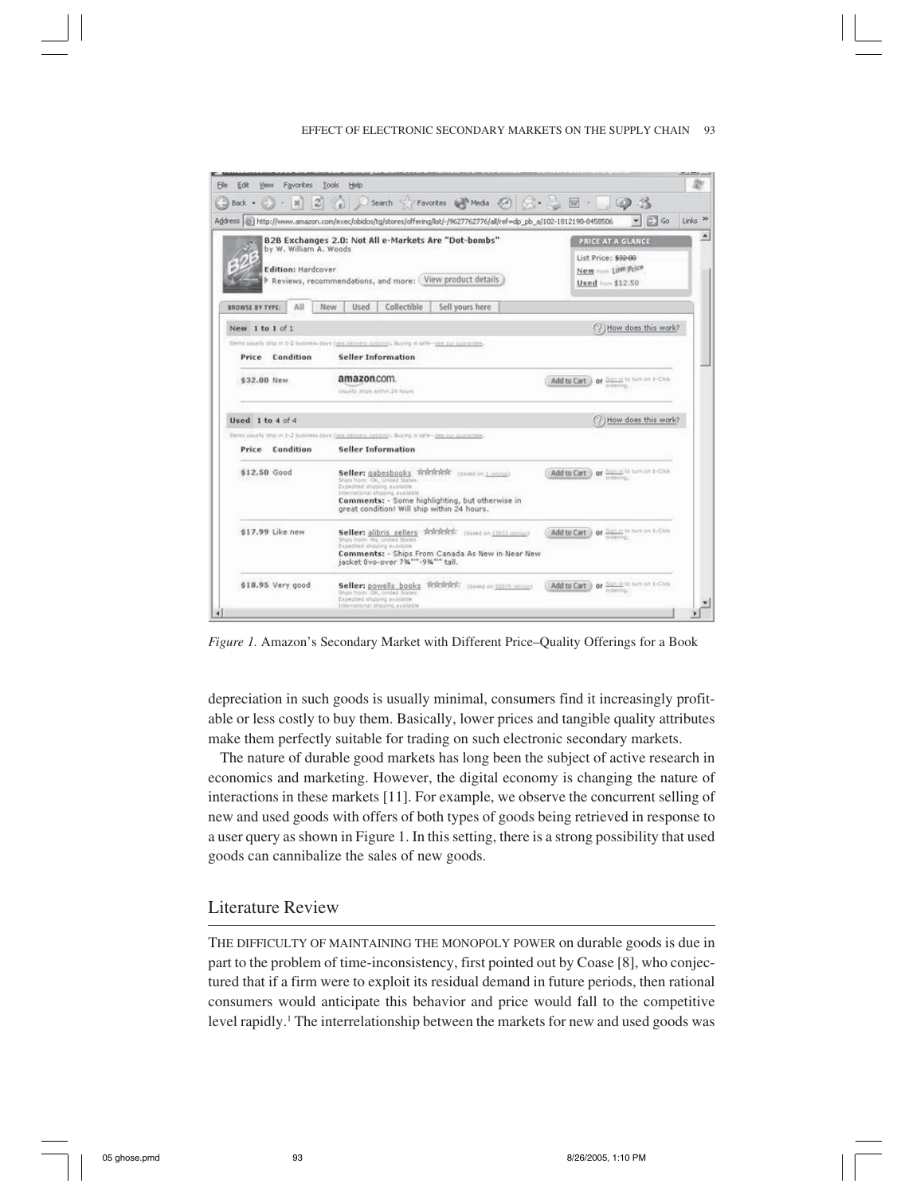Figure 1. Amazon's Secondary Market with Different Price–Quality Offerings for a Book

depreciation in such goods is usually minimal, consumers find it increasingly profitable or less costly to buy them. Basically, lower prices and tangible quality attributes make them perfectly suitable for trading on such electronic secondary markets.

The nature of durable good markets has long been the subject of active research in economics and marketing. However, the digital economy is changing the nature of interactions in these markets [11]. For example, we observe the concurrent selling of new and used goods with offers of both types of goods being retrieved in response to a user query as shown in Figure 1. In this setting, there is a strong possibility that used goods can cannibalize the sales of new goods.

## Literature Review

THE DIFFICULTY OF MAINTAINING THE MONOPOLY POWER on durable goods is due in part to the problem of time-inconsistency, first pointed out by Coase [8], who conjectured that if a firm were to exploit its residual demand in future periods, then rational consumers would anticipate this behavior and price would fall to the competitive level rapidly.[1] The interrelationship between the markets for new and used goods was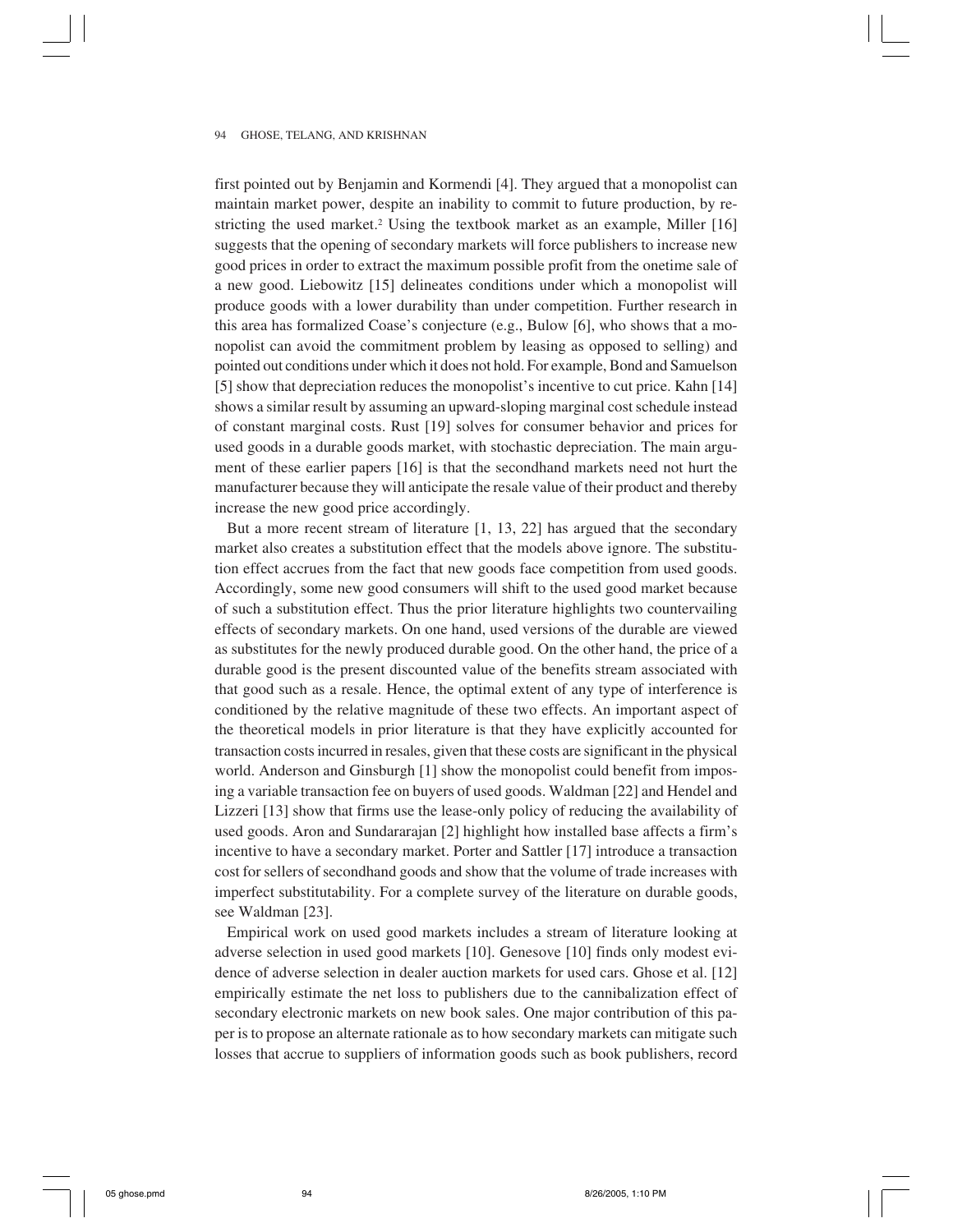first pointed out by Benjamin and Kormendi [4]. They argued that a monopolist can maintain market power, despite an inability to commit to future production, by restricting the used market.[2] Using the textbook market as an example, Miller [16] suggests that the opening of secondary markets will force publishers to increase new good prices in order to extract the maximum possible profit from the onetime sale of a new good. Liebowitz [15] delineates conditions under which a monopolist will produce goods with a lower durability than under competition. Further research in this area has formalized Coase's conjecture (e.g., Bulow [6], who shows that a monopolist can avoid the commitment problem by leasing as opposed to selling) and pointed out conditions under which it does not hold. For example, Bond and Samuelson [5] show that depreciation reduces the monopolist's incentive to cut price. Kahn [14] shows a similar result by assuming an upward-sloping marginal cost schedule instead of constant marginal costs. Rust [19] solves for consumer behavior and prices for used goods in a durable goods market, with stochastic depreciation. The main argument of these earlier papers [16] is that the secondhand markets need not hurt the manufacturer because they will anticipate the resale value of their product and thereby increase the new good price accordingly.

But a more recent stream of literature [1, 13, 22] has argued that the secondary market also creates a substitution effect that the models above ignore. The substitution effect accrues from the fact that new goods face competition from used goods. Accordingly, some new good consumers will shift to the used good market because of such a substitution effect. Thus the prior literature highlights two countervailing effects of secondary markets. On one hand, used versions of the durable are viewed as substitutes for the newly produced durable good. On the other hand, the price of a durable good is the present discounted value of the benefits stream associated with that good such as a resale. Hence, the optimal extent of any type of interference is conditioned by the relative magnitude of these two effects. An important aspect of the theoretical models in prior literature is that they have explicitly accounted for transaction costs incurred in resales, given that these costs are significant in the physical world. Anderson and Ginsburgh [1] show the monopolist could benefit from imposing a variable transaction fee on buyers of used goods. Waldman [22] and Hendel and Lizzeri [13] show that firms use the lease-only policy of reducing the availability of used goods. Aron and Sundararajan [2] highlight how installed base affects a firm's incentive to have a secondary market. Porter and Sattler [17] introduce a transaction cost for sellers of secondhand goods and show that the volume of trade increases with imperfect substitutability. For a complete survey of the literature on durable goods, see Waldman [23].

Empirical work on used good markets includes a stream of literature looking at adverse selection in used good markets [10]. Genesove [10] finds only modest evidence of adverse selection in dealer auction markets for used cars. Ghose et al. [12] empirically estimate the net loss to publishers due to the cannibalization effect of secondary electronic markets on new book sales. One major contribution of this paper is to propose an alternate rationale as to how secondary markets can mitigate such losses that accrue to suppliers of information goods such as book publishers, record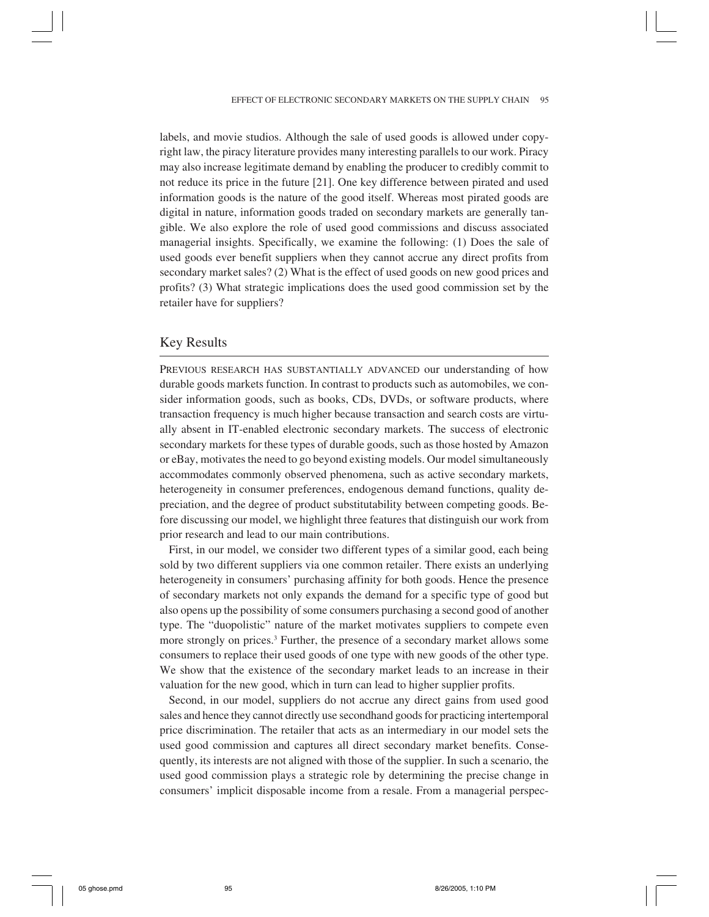labels, and movie studios. Although the sale of used goods is allowed under copyright law, the piracy literature provides many interesting parallels to our work. Piracy may also increase legitimate demand by enabling the producer to credibly commit to not reduce its price in the future [21]. One key difference between pirated and used information goods is the nature of the good itself. Whereas most pirated goods are digital in nature, information goods traded on secondary markets are generally tangible. We also explore the role of used good commissions and discuss associated managerial insights. Specifically, we examine the following: (1) Does the sale of used goods ever benefit suppliers when they cannot accrue any direct profits from secondary market sales? (2) What is the effect of used goods on new good prices and profits? (3) What strategic implications does the used good commission set by the retailer have for suppliers?

## Key Results

PREVIOUS RESEARCH HAS SUBSTANTIALLY ADVANCED our understanding of how durable goods markets function. In contrast to products such as automobiles, we consider information goods, such as books, CDs, DVDs, or software products, where transaction frequency is much higher because transaction and search costs are virtually absent in IT-enabled electronic secondary markets. The success of electronic secondary markets for these types of durable goods, such as those hosted by Amazon or eBay, motivates the need to go beyond existing models. Our model simultaneously accommodates commonly observed phenomena, such as active secondary markets, heterogeneity in consumer preferences, endogenous demand functions, quality depreciation, and the degree of product substitutability between competing goods. Before discussing our model, we highlight three features that distinguish our work from prior research and lead to our main contributions.

First, in our model, we consider two different types of a similar good, each being sold by two different suppliers via one common retailer. There exists an underlying heterogeneity in consumers' purchasing affinity for both goods. Hence the presence of secondary markets not only expands the demand for a specific type of good but also opens up the possibility of some consumers purchasing a second good of another type. The "duopolistic" nature of the market motivates suppliers to compete even more strongly on prices.[3] Further, the presence of a secondary market allows some consumers to replace their used goods of one type with new goods of the other type. We show that the existence of the secondary market leads to an increase in their valuation for the new good, which in turn can lead to higher supplier profits.

Second, in our model, suppliers do not accrue any direct gains from used good sales and hence they cannot directly use secondhand goods for practicing intertemporal price discrimination. The retailer that acts as an intermediary in our model sets the used good commission and captures all direct secondary market benefits. Consequently, its interests are not aligned with those of the supplier. In such a scenario, the used good commission plays a strategic role by determining the precise change in consumers' implicit disposable income from a resale. From a managerial perspec-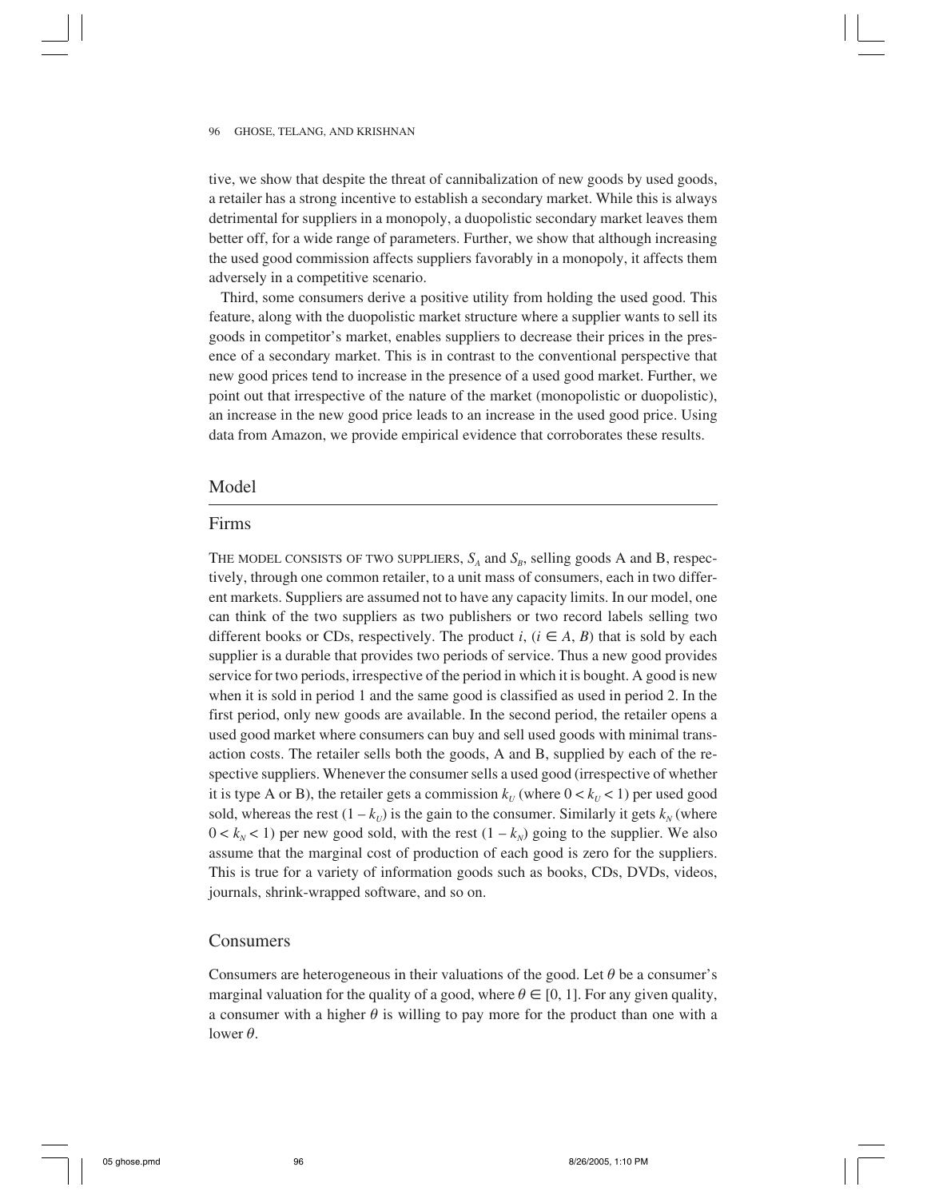tive, we show that despite the threat of cannibalization of new goods by used goods, a retailer has a strong incentive to establish a secondary market. While this is always detrimental for suppliers in a monopoly, a duopolistic secondary market leaves them better off, for a wide range of parameters. Further, we show that although increasing the used good commission affects suppliers favorably in a monopoly, it affects them adversely in a competitive scenario.

Third, some consumers derive a positive utility from holding the used good. This feature, along with the duopolistic market structure where a supplier wants to sell its goods in competitor's market, enables suppliers to decrease their prices in the presence of a secondary market. This is in contrast to the conventional perspective that new good prices tend to increase in the presence of a used good market. Further, we point out that irrespective of the nature of the market (monopolistic or duopolistic), an increase in the new good price leads to an increase in the used good price. Using data from Amazon, we provide empirical evidence that corroborates these results.

## Model

### Firms

THE MODEL CONSISTS OF TWO SUPPLIERS, $S_A$ and $S_B$, selling goods A and B, respectively, through one common retailer, to a unit mass of consumers, each in two different markets. Suppliers are assumed not to have any capacity limits. In our model, one can think of the two suppliers as two publishers or two record labels selling two different books or CDs, respectively. The product $i$, ($i \in A, B$) that is sold by each supplier is a durable that provides two periods of service. Thus a new good provides service for two periods, irrespective of the period in which it is bought. A good is new when it is sold in period 1 and the same good is classified as used in period 2. In the first period, only new goods are available. In the second period, the retailer opens a used good market where consumers can buy and sell used goods with minimal transaction costs. The retailer sells both the goods, A and B, supplied by each of the respective suppliers. Whenever the consumer sells a used good (irrespective of whether it is type A or B), the retailer gets a commission $k_U$ (where $0 < k_U < 1$) per used good sold, whereas the rest $(1 - k_U)$ is the gain to the consumer. Similarly it gets $k_N$ (where $0 < k_N < 1$) per new good sold, with the rest $(1 - k_N)$ going to the supplier. We also assume that the marginal cost of production of each good is zero for the suppliers. This is true for a variety of information goods such as books, CDs, DVDs, videos, journals, shrink-wrapped software, and so on.

### Consumers

Consumers are heterogeneous in their valuations of the good. Let $\theta$ be a consumer's marginal valuation for the quality of a good, where $\theta \in [0, 1]$. For any given quality, a consumer with a higher $\theta$ is willing to pay more for the product than one with a lower $\theta$.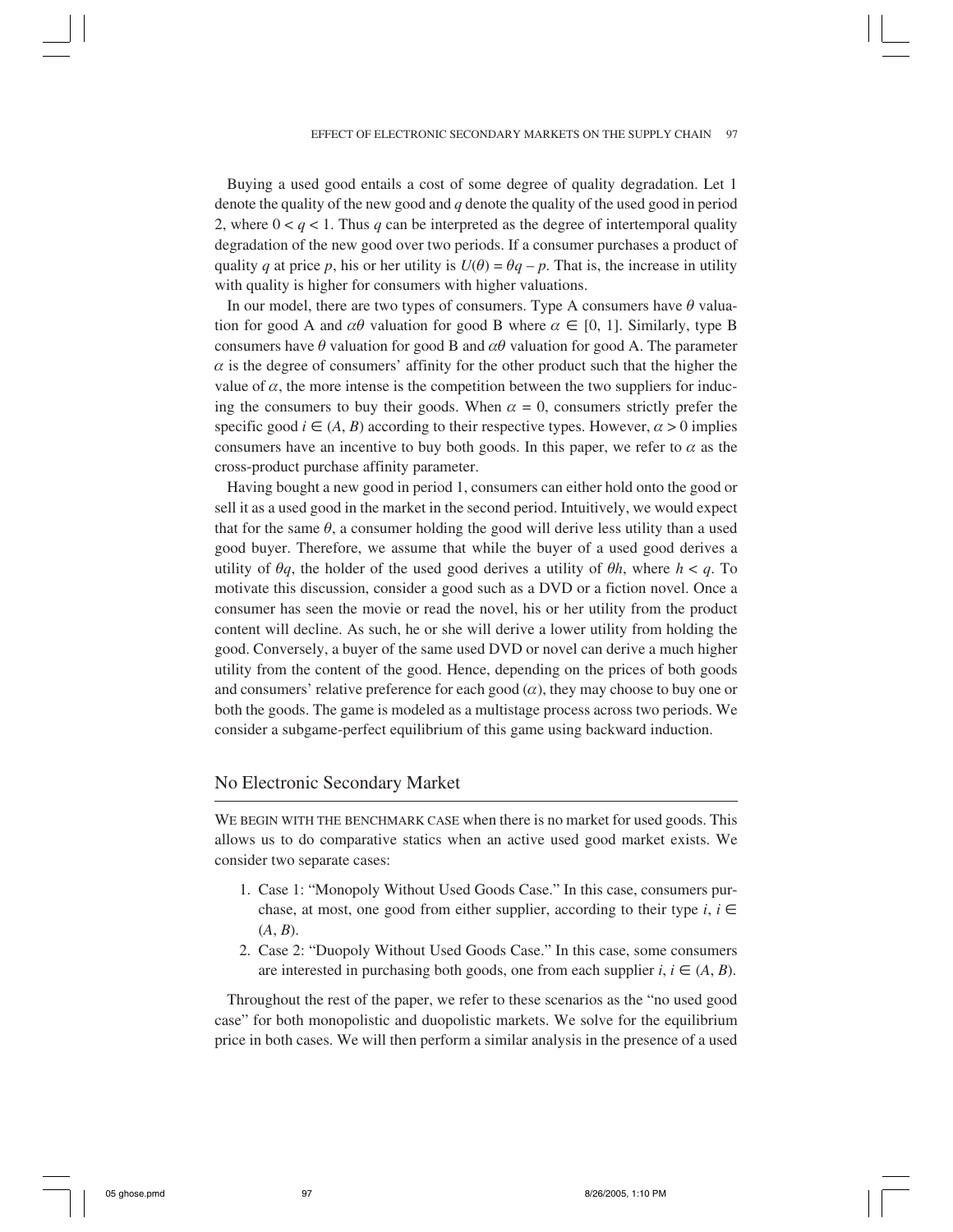Buying a used good entails a cost of some degree of quality degradation. Let 1 denote the quality of the new good and $q$ denote the quality of the used good in period 2, where $0 < q < 1$. Thus $q$ can be interpreted as the degree of intertemporal quality degradation of the new good over two periods. If a consumer purchases a product of quality $q$ at price $p$, his or her utility is $U(\theta) = \theta q - p$. That is, the increase in utility with quality is higher for consumers with higher valuations.

In our model, there are two types of consumers. Type A consumers have $\theta$ valuation for good A and $\alpha\theta$ valuation for good B where $\alpha \in [0, 1]$. Similarly, type B consumers have $\theta$ valuation for good B and $\alpha\theta$ valuation for good A. The parameter $\alpha$ is the degree of consumers' affinity for the other product such that the higher the value of $\alpha$, the more intense is the competition between the two suppliers for inducing the consumers to buy their goods. When $\alpha = 0$, consumers strictly prefer the specific good $i \in (A, B)$ according to their respective types. However, $\alpha > 0$ implies consumers have an incentive to buy both goods. In this paper, we refer to $\alpha$ as the cross-product purchase affinity parameter.

Having bought a new good in period 1, consumers can either hold onto the good or sell it as a used good in the market in the second period. Intuitively, we would expect that for the same $\theta$, a consumer holding the good will derive less utility than a used good buyer. Therefore, we assume that while the buyer of a used good derives a utility of $\theta q$, the holder of the used good derives a utility of $\theta h$, where $h < q$. To motivate this discussion, consider a good such as a DVD or a fiction novel. Once a consumer has seen the movie or read the novel, his or her utility from the product content will decline. As such, he or she will derive a lower utility from holding the good. Conversely, a buyer of the same used DVD or novel can derive a much higher utility from the content of the good. Hence, depending on the prices of both goods and consumers' relative preference for each good ($\alpha$), they may choose to buy one or both the goods. The game is modeled as a multistage process across two periods. We consider a subgame-perfect equilibrium of this game using backward induction.

## No Electronic Secondary Market

We begin with the benchmark case when there is no market for used goods. This allows us to do comparative statics when an active used good market exists. We consider two separate cases:

1. Case 1: "Monopoly Without Used Goods Case." In this case, consumers purchase, at most, one good from either supplier, according to their type $i$, $i \in (A, B)$.
2. Case 2: "Duopoly Without Used Goods Case." In this case, some consumers are interested in purchasing both goods, one from each supplier $i$, $i \in (A, B)$.

Throughout the rest of the paper, we refer to these scenarios as the "no used good case" for both monopolistic and duopolistic markets. We solve for the equilibrium price in both cases. We will then perform a similar analysis in the presence of a used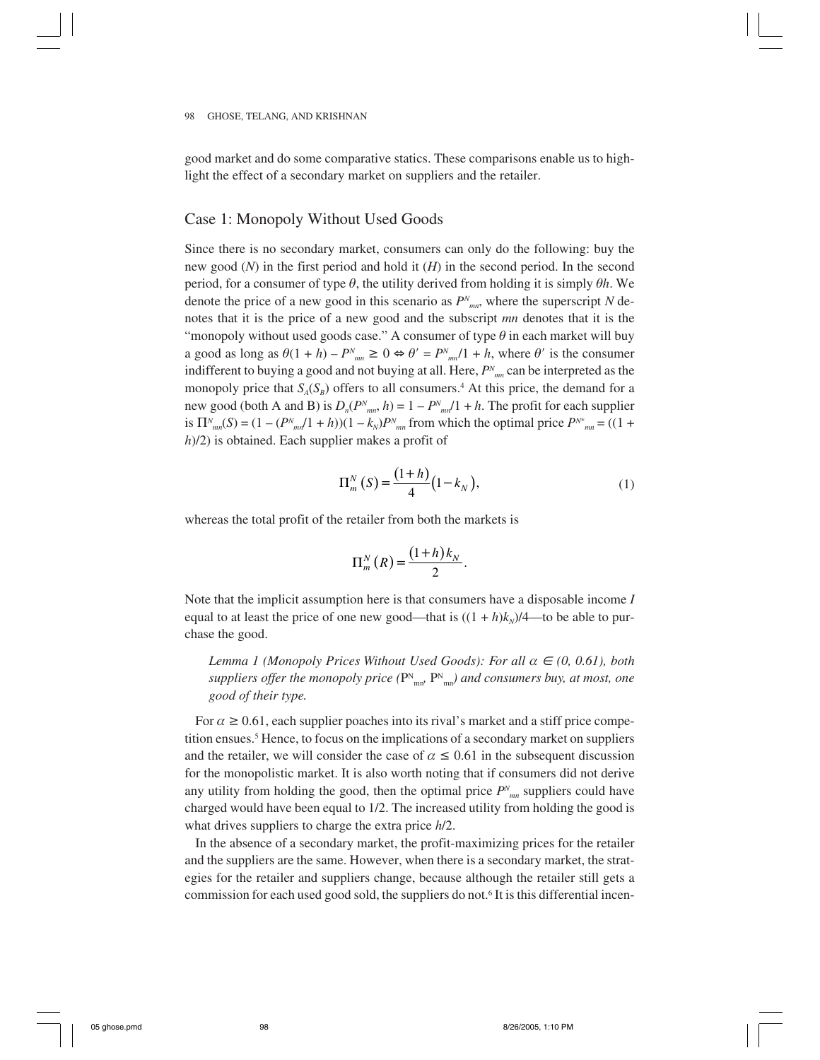good market and do some comparative statics. These comparisons enable us to highlight the effect of a secondary market on suppliers and the retailer.

## Case 1: Monopoly Without Used Goods

Since there is no secondary market, consumers can only do the following: buy the new good ($N$) in the first period and hold it ($H$) in the second period. In the second period, for a consumer of type $\theta$, the utility derived from holding it is simply $\theta h$. We denote the price of a new good in this scenario as $P^N_{mn}$, where the superscript $N$ denotes that it is the price of a new good and the subscript $mn$ denotes that it is the "monopoly without used goods case." A consumer of type $\theta$ in each market will buy a good as long as $\theta(1 + h) - P^N_{mn} \geq 0 \Leftrightarrow \theta' = P^N_{mn}/1 + h$, where $\theta'$ is the consumer indifferent to buying a good and not buying at all. Here, $P^N_{mn}$ can be interpreted as the monopoly price that $S_A(S_B)$ offers to all consumers.[4] At this price, the demand for a new good (both A and B) is $D_n(P^N_{mn}, h) = 1 - P^N_{mn}/1 + h$. The profit for each supplier is $\Pi^N_{mn}(S) = (1 - (P^N_{mn}/1 + h))(1 - k_N)P^N_{mn}$ from which the optimal price $P^{N*}_{mn} = ((1 + h)/2)$ is obtained. Each supplier makes a profit of

$$\Pi^N_m(S) = \frac{(1+h)}{4}(1-k_N), \tag{1}$$

whereas the total profit of the retailer from both the markets is

$$\Pi^N_m(R) = \frac{(1+h)k_N}{2}.$$

Note that the implicit assumption here is that consumers have a disposable income $I$ equal to at least the price of one new good—that is $((1 + h)k_N)/4$—to be able to purchase the good.

> *Lemma 1 (Monopoly Prices Without Used Goods): For all $\alpha \in (0, 0.61)$, both suppliers offer the monopoly price ($P^N_{mn}$, $P^N_{mn}$) and consumers buy, at most, one good of their type.*

For $\alpha \geq 0.61$, each supplier poaches into its rival's market and a stiff price competition ensues.[5] Hence, to focus on the implications of a secondary market on suppliers and the retailer, we will consider the case of $\alpha \leq 0.61$ in the subsequent discussion for the monopolistic market. It is also worth noting that if consumers did not derive any utility from holding the good, then the optimal price $P^N_{mn}$ suppliers could have charged would have been equal to 1/2. The increased utility from holding the good is what drives suppliers to charge the extra price $h/2$.

In the absence of a secondary market, the profit-maximizing prices for the retailer and the suppliers are the same. However, when there is a secondary market, the strategies for the retailer and suppliers change, because although the retailer still gets a commission for each used good sold, the suppliers do not.[6] It is this differential incen-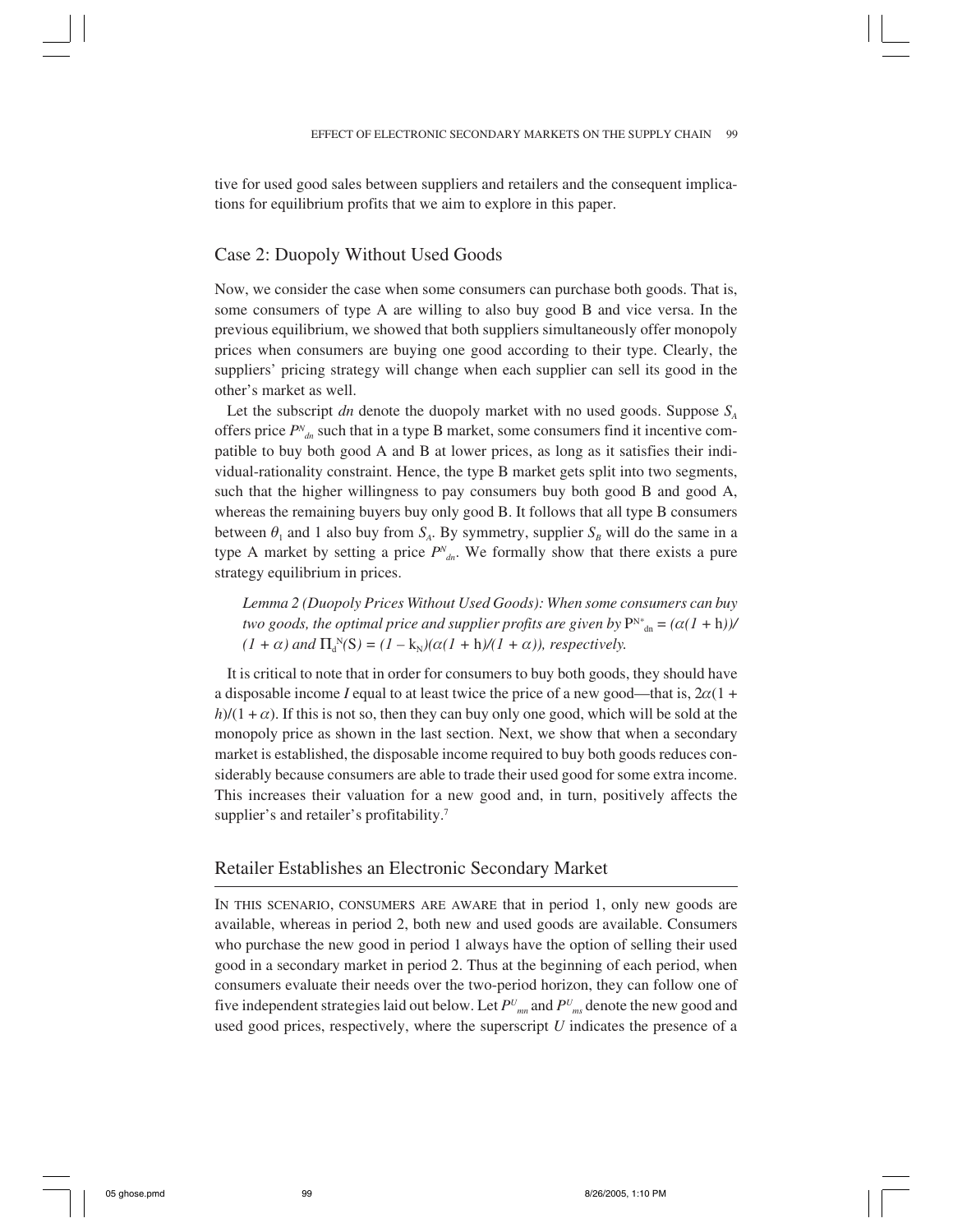tive for used good sales between suppliers and retailers and the consequent implications for equilibrium profits that we aim to explore in this paper.

## Case 2: Duopoly Without Used Goods

Now, we consider the case when some consumers can purchase both goods. That is, some consumers of type A are willing to also buy good B and vice versa. In the previous equilibrium, we showed that both suppliers simultaneously offer monopoly prices when consumers are buying one good according to their type. Clearly, the suppliers' pricing strategy will change when each supplier can sell its good in the other's market as well.

Let the subscript *dn* denote the duopoly market with no used goods. Suppose $S_A$ offers price $P^N_{dn}$ such that in a type B market, some consumers find it incentive compatible to buy both good A and B at lower prices, as long as it satisfies their individual-rationality constraint. Hence, the type B market gets split into two segments, such that the higher willingness to pay consumers buy both good B and good A, whereas the remaining buyers buy only good B. It follows that all type B consumers between $\theta_1$ and 1 also buy from $S_A$. By symmetry, supplier $S_B$ will do the same in a type A market by setting a price $P^N_{dn}$. We formally show that there exists a pure strategy equilibrium in prices.

> *Lemma 2 (Duopoly Prices Without Used Goods): When some consumers can buy two goods, the optimal price and supplier profits are given by* $P^{N*}_{dn} = (\alpha(1 + h))/(1 + \alpha)$ *and* $\Pi_d^N(S) = (1 - k_N)(\alpha(1 + h)/(1 + \alpha))$*, respectively.*

It is critical to note that in order for consumers to buy both goods, they should have a disposable income $I$ equal to at least twice the price of a new good—that is, $2\alpha(1 + h)/(1 + \alpha)$. If this is not so, then they can buy only one good, which will be sold at the monopoly price as shown in the last section. Next, we show that when a secondary market is established, the disposable income required to buy both goods reduces considerably because consumers are able to trade their used good for some extra income. This increases their valuation for a new good and, in turn, positively affects the supplier's and retailer's profitability.[7]

## Retailer Establishes an Electronic Secondary Market

In this scenario, consumers are aware that in period 1, only new goods are available, whereas in period 2, both new and used goods are available. Consumers who purchase the new good in period 1 always have the option of selling their used good in a secondary market in period 2. Thus at the beginning of each period, when consumers evaluate their needs over the two-period horizon, they can follow one of five independent strategies laid out below. Let $P^U_{mn}$ and $P^U_{ms}$ denote the new good and used good prices, respectively, where the superscript $U$ indicates the presence of a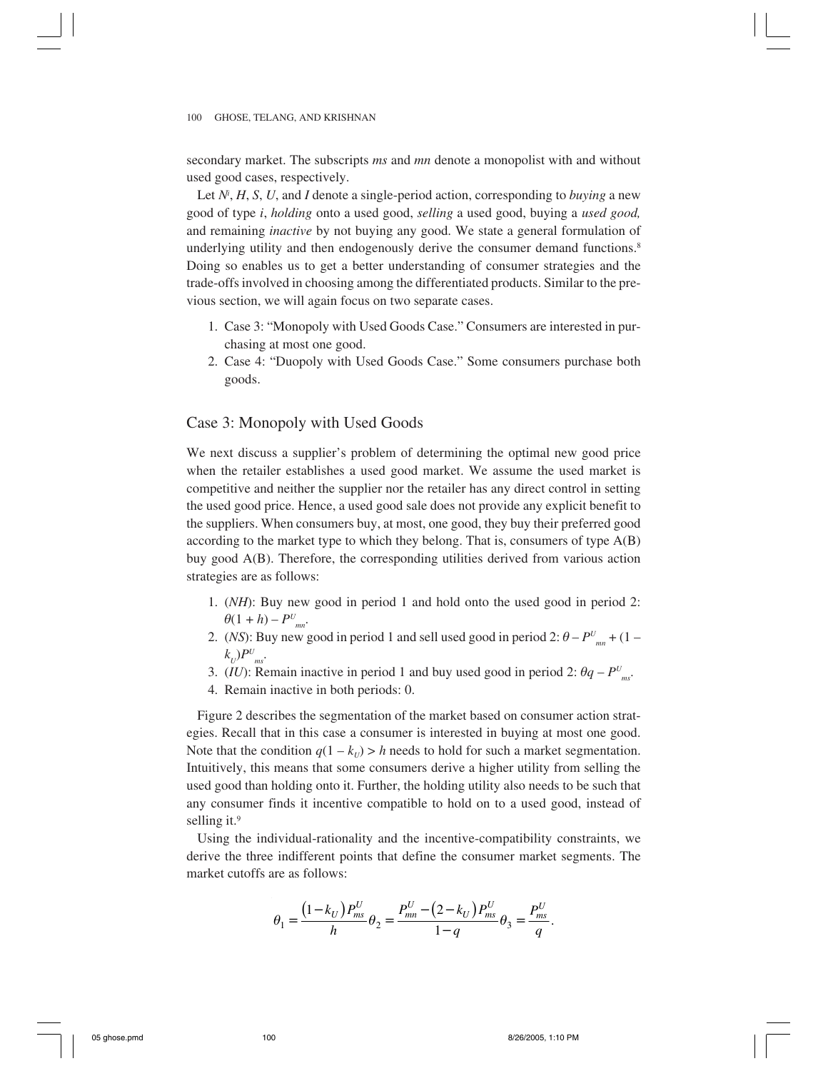secondary market. The subscripts *ms* and *mn* denote a monopolist with and without used good cases, respectively.

Let $N^i$, $H$, $S$, $U$, and $I$ denote a single-period action, corresponding to *buying* a new good of type $i$, *holding* onto a used good, *selling* a used good, buying a *used good,* and remaining *inactive* by not buying any good. We state a general formulation of underlying utility and then endogenously derive the consumer demand functions.[8] Doing so enables us to get a better understanding of consumer strategies and the trade-offs involved in choosing among the differentiated products. Similar to the previous section, we will again focus on two separate cases.

1. Case 3: "Monopoly with Used Goods Case." Consumers are interested in purchasing at most one good.
2. Case 4: "Duopoly with Used Goods Case." Some consumers purchase both goods.

## Case 3: Monopoly with Used Goods

We next discuss a supplier's problem of determining the optimal new good price when the retailer establishes a used good market. We assume the used market is competitive and neither the supplier nor the retailer has any direct control in setting the used good price. Hence, a used good sale does not provide any explicit benefit to the suppliers. When consumers buy, at most, one good, they buy their preferred good according to the market type to which they belong. That is, consumers of type A(B) buy good A(B). Therefore, the corresponding utilities derived from various action strategies are as follows:

1. ($NH$): Buy new good in period 1 and hold onto the used good in period 2: $\theta(1 + h) - P^U_{mn}$.
2. ($NS$): Buy new good in period 1 and sell used good in period 2: $\theta - P^U_{mn} + (1 - k_U)P^U_{ms}$.
3. ($IU$): Remain inactive in period 1 and buy used good in period 2: $\theta q - P^U_{ms}$.
4. Remain inactive in both periods: 0.

Figure 2 describes the segmentation of the market based on consumer action strategies. Recall that in this case a consumer is interested in buying at most one good. Note that the condition $q(1 - k_U) > h$ needs to hold for such a market segmentation. Intuitively, this means that some consumers derive a higher utility from selling the used good than holding onto it. Further, the holding utility also needs to be such that any consumer finds it incentive compatible to hold on to a used good, instead of selling it.[9]

Using the individual-rationality and the incentive-compatibility constraints, we derive the three indifferent points that define the consumer market segments. The market cutoffs are as follows:

$$\theta_1 = \frac{(1-k_U)P^U_{ms}}{h}\theta_2 = \frac{P^U_{mn}-(2-k_U)P^U_{ms}}{1-q}\theta_3 = \frac{P^U_{ms}}{q}.$$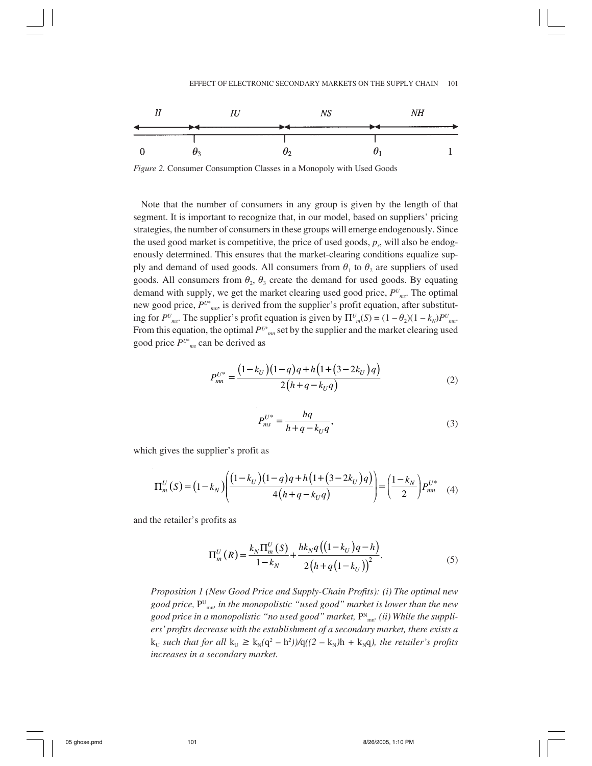| $II$ | $IU$ | $NS$ | $NH$ |
|---|---|---|---|
| $0$ — $\theta_3$ | $\theta_3$ — $\theta_2$ | $\theta_2$ — $\theta_1$ | $\theta_1$ — $1$ |

*Figure 2.* Consumer Consumption Classes in a Monopoly with Used Goods

Note that the number of consumers in any group is given by the length of that segment. It is important to recognize that, in our model, based on suppliers' pricing strategies, the number of consumers in these groups will emerge endogenously. Since the used good market is competitive, the price of used goods, $p_s$, will also be endogenously determined. This ensures that the market-clearing conditions equalize supply and demand of used goods. All consumers from $\theta_1$ to $\theta_2$ are suppliers of used goods. All consumers from $\theta_2$, $\theta_3$ create the demand for used goods. By equating demand with supply, we get the market clearing used good price, $P^U_{ms}$. The optimal new good price, $P^{U*}_{mn}$, is derived from the supplier's profit equation, after substituting for $P^U_{ms}$. The supplier's profit equation is given by $\Pi^U_m(S) = (1 - \theta_2)(1 - k_N)P^U_{mn}$. From this equation, the optimal $P^{U*}_{mn}$ set by the supplier and the market clearing used good price $P^{U*}_{ms}$ can be derived as

$$P_{mn}^{U*} = \frac{(1-k_U)(1-q)q + h\left(1+(3-2k_U)q\right)}{2(h+q-k_Uq)} \tag{2}$$

$$P_{ms}^{U*} = \frac{hq}{h+q-k_Uq}, \tag{3}$$

which gives the supplier's profit as

$$\Pi_m^U(S) = (1-k_N)\left(\frac{(1-k_U)(1-q)q + h\left(1+(3-2k_U)q\right)}{4(h+q-k_Uq)}\right) = \left(\frac{1-k_N}{2}\right)P_{mn}^{U*} \tag{4}$$

and the retailer's profits as

$$\Pi_m^U(R) = \frac{k_N \Pi_m^U(S)}{1-k_N} + \frac{hk_Nq\left((1-k_U)q-h\right)}{2\left(h+q(1-k_U)\right)^2}. \tag{5}$$

*Proposition 1 (New Good Price and Supply-Chain Profits): (i) The optimal new good price,* $P^U_{mn}$*, in the monopolistic "used good" market is lower than the new good price in a monopolistic "no used good" market,* $P^N_{mn}$*. (ii) While the suppliers' profits decrease with the establishment of a secondary market, there exists a* $k_U$ *such that for all* $k_U \geq k_N(q^2 - h^2))/q((2 - k_N)h + k_Nq)$*, the retailer's profits increases in a secondary market.*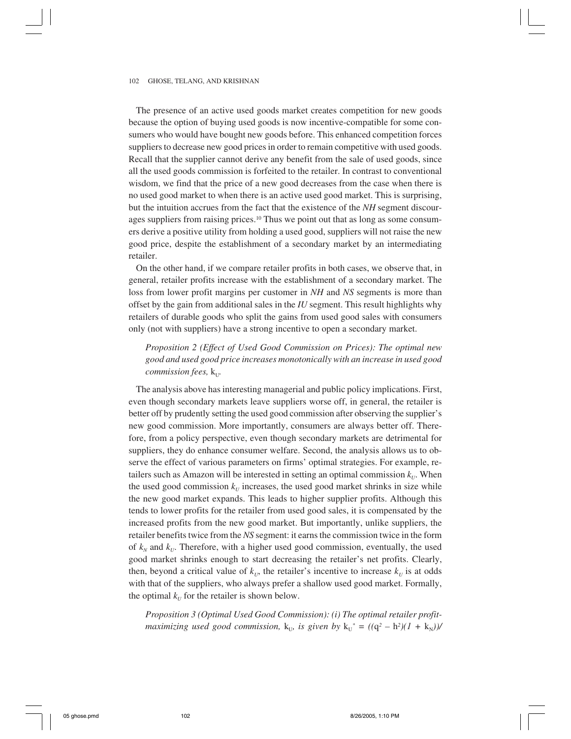The presence of an active used goods market creates competition for new goods because the option of buying used goods is now incentive-compatible for some consumers who would have bought new goods before. This enhanced competition forces suppliers to decrease new good prices in order to remain competitive with used goods. Recall that the supplier cannot derive any benefit from the sale of used goods, since all the used goods commission is forfeited to the retailer. In contrast to conventional wisdom, we find that the price of a new good decreases from the case when there is no used good market to when there is an active used good market. This is surprising, but the intuition accrues from the fact that the existence of the *NH* segment discourages suppliers from raising prices.[10] Thus we point out that as long as some consumers derive a positive utility from holding a used good, suppliers will not raise the new good price, despite the establishment of a secondary market by an intermediating retailer.

On the other hand, if we compare retailer profits in both cases, we observe that, in general, retailer profits increase with the establishment of a secondary market. The loss from lower profit margins per customer in *NH* and *NS* segments is more than offset by the gain from additional sales in the *IU* segment. This result highlights why retailers of durable goods who split the gains from used good sales with consumers only (not with suppliers) have a strong incentive to open a secondary market.

> *Proposition 2 (Effect of Used Good Commission on Prices): The optimal new good and used good price increases monotonically with an increase in used good commission fees,* $k_U$.

The analysis above has interesting managerial and public policy implications. First, even though secondary markets leave suppliers worse off, in general, the retailer is better off by prudently setting the used good commission after observing the supplier's new good commission. More importantly, consumers are always better off. Therefore, from a policy perspective, even though secondary markets are detrimental for suppliers, they do enhance consumer welfare. Second, the analysis allows us to observe the effect of various parameters on firms' optimal strategies. For example, retailers such as Amazon will be interested in setting an optimal commission $k_U$. When the used good commission $k_U$ increases, the used good market shrinks in size while the new good market expands. This leads to higher supplier profits. Although this tends to lower profits for the retailer from used good sales, it is compensated by the increased profits from the new good market. But importantly, unlike suppliers, the retailer benefits twice from the *NS* segment: it earns the commission twice in the form of $k_N$ and $k_U$. Therefore, with a higher used good commission, eventually, the used good market shrinks enough to start decreasing the retailer's net profits. Clearly, then, beyond a critical value of $k_U$, the retailer's incentive to increase $k_U$ is at odds with that of the suppliers, who always prefer a shallow used good market. Formally, the optimal $k_U$ for the retailer is shown below.

> *Proposition 3 (Optimal Used Good Commission): (i) The optimal retailer profit-maximizing used good commission,* $k_U$*, is given by* $k_U^* = ((q^2 - h^2)(1 + k_N))/$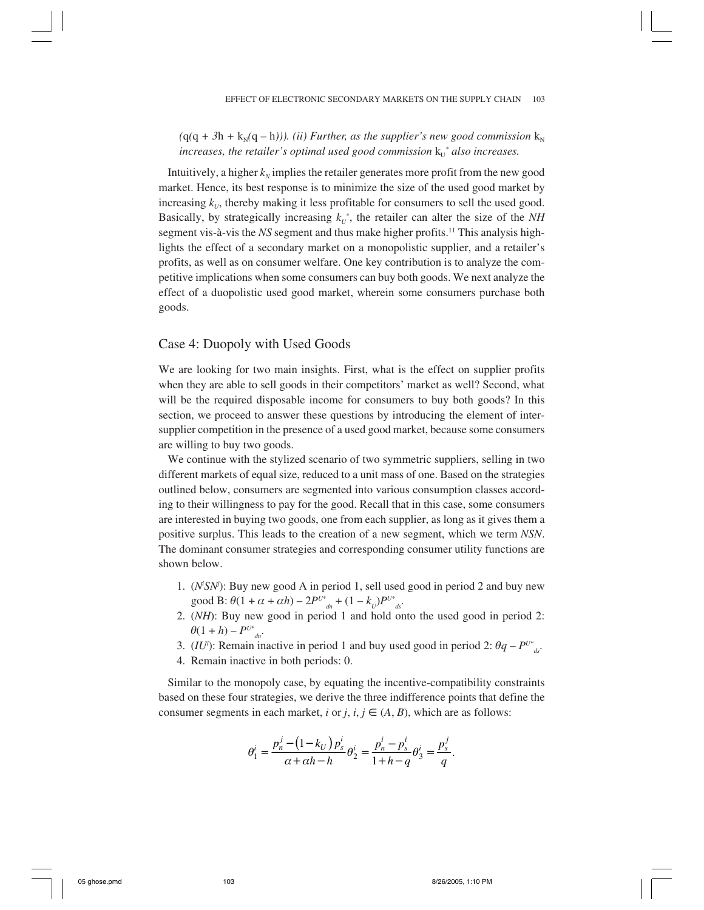*$(q(q + 3h + k_N(q - h)))$. (ii) Further, as the supplier's new good commission $k_N$ increases, the retailer's optimal used good commission $k_U{}^*$ also increases.*

Intuitively, a higher $k_N$ implies the retailer generates more profit from the new good market. Hence, its best response is to minimize the size of the used good market by increasing $k_U$, thereby making it less profitable for consumers to sell the used good. Basically, by strategically increasing $k_U{}^*$, the retailer can alter the size of the *NH* segment vis-à-vis the *NS* segment and thus make higher profits.[11] This analysis highlights the effect of a secondary market on a monopolistic supplier, and a retailer's profits, as well as on consumer welfare. One key contribution is to analyze the competitive implications when some consumers can buy both goods. We next analyze the effect of a duopolistic used good market, wherein some consumers purchase both goods.

## Case 4: Duopoly with Used Goods

We are looking for two main insights. First, what is the effect on supplier profits when they are able to sell goods in their competitors' market as well? Second, what will be the required disposable income for consumers to buy both goods? In this section, we proceed to answer these questions by introducing the element of inter-supplier competition in the presence of a used good market, because some consumers are willing to buy two goods.

We continue with the stylized scenario of two symmetric suppliers, selling in two different markets of equal size, reduced to a unit mass of one. Based on the strategies outlined below, consumers are segmented into various consumption classes according to their willingness to pay for the good. Recall that in this case, some consumers are interested in buying two goods, one from each supplier, as long as it gives them a positive surplus. This leads to the creation of a new segment, which we term *NSN*. The dominant consumer strategies and corresponding consumer utility functions are shown below.

1. ($N^iSN^j$): Buy new good A in period 1, sell used good in period 2 and buy new good B: $\theta(1 + \alpha + \alpha h) - 2P^{U*}_{dn} + (1 - k_U)P^{U*}_{ds}$.
2. (*NH*): Buy new good in period 1 and hold onto the used good in period 2: $\theta(1 + h) - P^{U*}_{dn}$.
3. ($IU^i$): Remain inactive in period 1 and buy used good in period 2: $\theta q - P^{U*}_{ds}$.
4. Remain inactive in both periods: 0.

Similar to the monopoly case, by equating the incentive-compatibility constraints based on these four strategies, we derive the three indifference points that define the consumer segments in each market, *i* or *j*, $i, j \in (A, B)$, which are as follows:

$$\theta_1^i = \frac{p_n^j - (1 - k_U)\,p_s^i}{\alpha + \alpha h - h}\,\theta_2^i = \frac{p_n^i - p_s^i}{1 + h - q}\,\theta_3^i = \frac{p_s^j}{q}.$$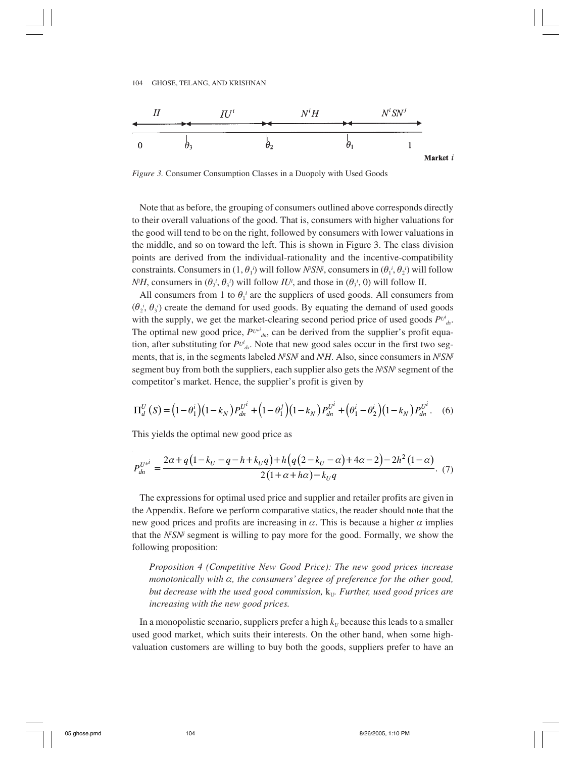$II$ | $IU^i$ | $N^iH$ | $N^iSN^j$

0 $\theta_3$ $\theta_2$ $\theta_1$ 1 **Market $i$**

*Figure 3.* Consumer Consumption Classes in a Duopoly with Used Goods

Note that as before, the grouping of consumers outlined above corresponds directly to their overall valuations of the good. That is, consumers with higher valuations for the good will tend to be on the right, followed by consumers with lower valuations in the middle, and so on toward the left. This is shown in Figure 3. The class division points are derived from the individual-rationality and the incentive-compatibility constraints. Consumers in $(1, \theta_1^i)$ will follow $N^iSN^j$, consumers in $(\theta_1^i, \theta_2^i)$ will follow $N^iH$, consumers in $(\theta_2^i, \theta_3^i)$ will follow $IU^i$, and those in $(\theta_3^i, 0)$ will follow II.

All consumers from 1 to $\theta_1^i$ are the suppliers of used goods. All consumers from $(\theta_2^i, \theta_3^i)$ create the demand for used goods. By equating the demand of used goods with the supply, we get the market-clearing second period price of used goods $P^{U^i}_{ds}$. The optimal new good price, $P^{U*i}_{dn}$, can be derived from the supplier's profit equation, after substituting for $P^{U^i}_{ds}$. Note that new good sales occur in the first two segments, that is, in the segments labeled $N^iSN^j$ and $N^iH$. Also, since consumers in $N^iSN^j$ segment buy from both the suppliers, each supplier also gets the $N^jSN^i$ segment of the competitor's market. Hence, the supplier's profit is given by

$$\Pi_d^U(S) = \left(1-\theta_1^i\right)\left(1-k_N\right)P_{dn}^{U^i} + \left(1-\theta_1^j\right)\left(1-k_N\right)P_{dn}^{U^i} + \left(\theta_1^i - \theta_2^i\right)\left(1-k_N\right)P_{dn}^{U^i}. \quad (6)$$

This yields the optimal new good price as

$$P_{dn}^{U*i} = \frac{2\alpha + q\left(1-k_U-q-h+k_U q\right) + h\left(q\left(2-k_U-\alpha\right)+4\alpha-2\right) - 2h^2\left(1-\alpha\right)}{2\left(1+\alpha+h\alpha\right)-k_U q}. \quad (7)$$

The expressions for optimal used price and supplier and retailer profits are given in the Appendix. Before we perform comparative statics, the reader should note that the new good prices and profits are increasing in $\alpha$. This is because a higher $\alpha$ implies that the $N^iSN^j$ segment is willing to pay more for the good. Formally, we show the following proposition:

> *Proposition 4 (Competitive New Good Price): The new good prices increase monotonically with $\alpha$, the consumers' degree of preference for the other good, but decrease with the used good commission,* $k_U$*. Further, used good prices are increasing with the new good prices.*

In a monopolistic scenario, suppliers prefer a high $k_U$ because this leads to a smaller used good market, which suits their interests. On the other hand, when some high-valuation customers are willing to buy both the goods, suppliers prefer to have an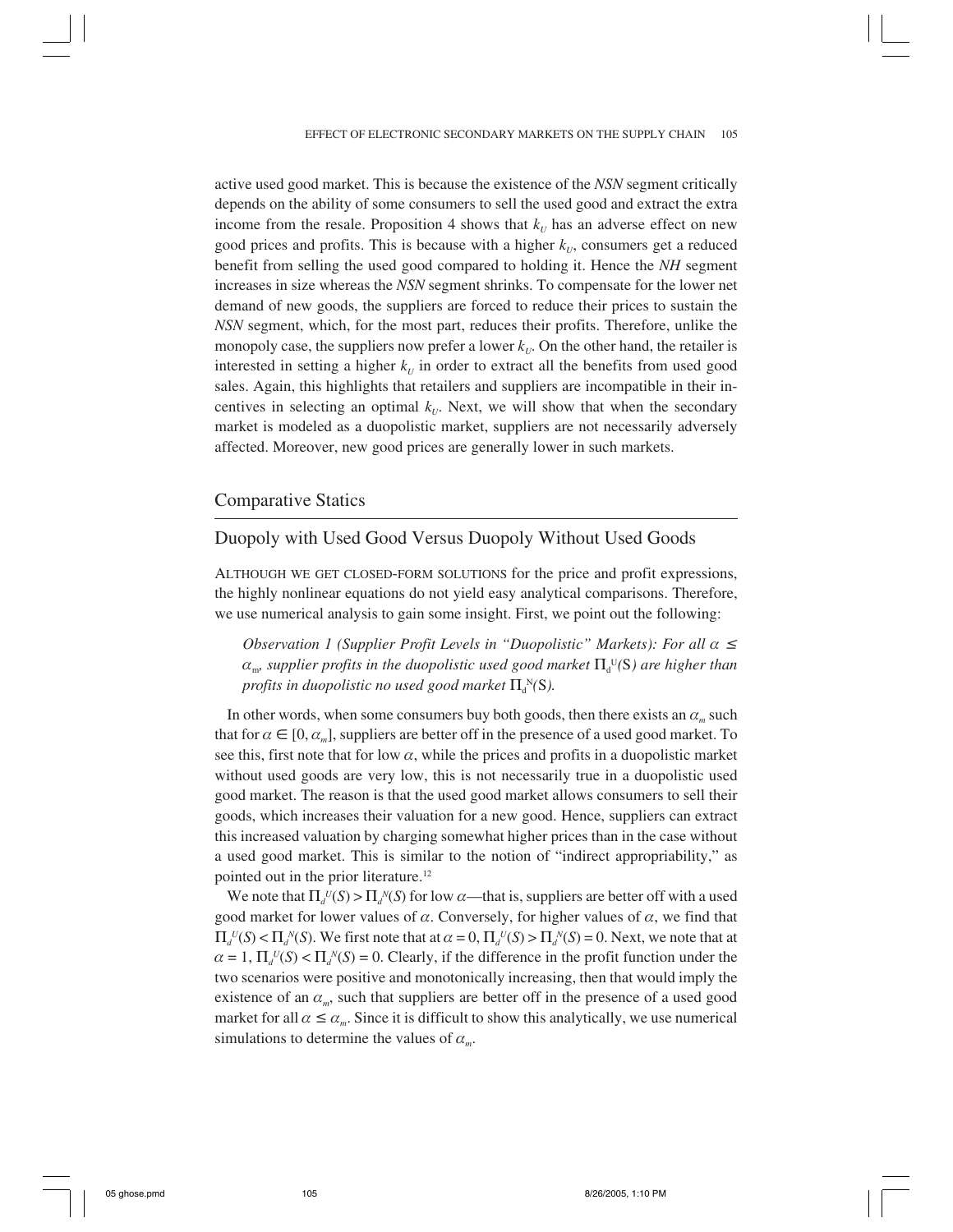active used good market. This is because the existence of the *NSN* segment critically depends on the ability of some consumers to sell the used good and extract the extra income from the resale. Proposition 4 shows that $k_U$ has an adverse effect on new good prices and profits. This is because with a higher $k_U$, consumers get a reduced benefit from selling the used good compared to holding it. Hence the *NH* segment increases in size whereas the *NSN* segment shrinks. To compensate for the lower net demand of new goods, the suppliers are forced to reduce their prices to sustain the *NSN* segment, which, for the most part, reduces their profits. Therefore, unlike the monopoly case, the suppliers now prefer a lower $k_U$. On the other hand, the retailer is interested in setting a higher $k_U$ in order to extract all the benefits from used good sales. Again, this highlights that retailers and suppliers are incompatible in their incentives in selecting an optimal $k_U$. Next, we will show that when the secondary market is modeled as a duopolistic market, suppliers are not necessarily adversely affected. Moreover, new good prices are generally lower in such markets.

## Comparative Statics

## Duopoly with Used Good Versus Duopoly Without Used Goods

ALTHOUGH WE GET CLOSED-FORM SOLUTIONS for the price and profit expressions, the highly nonlinear equations do not yield easy analytical comparisons. Therefore, we use numerical analysis to gain some insight. First, we point out the following:

> *Observation 1 (Supplier Profit Levels in "Duopolistic" Markets): For all $\alpha \leq \alpha_m$, supplier profits in the duopolistic used good market $\Pi_d^U(S)$ are higher than profits in duopolistic no used good market $\Pi_d^N(S)$.*

In other words, when some consumers buy both goods, then there exists an $\alpha_m$ such that for $\alpha \in [0, \alpha_m]$, suppliers are better off in the presence of a used good market. To see this, first note that for low $\alpha$, while the prices and profits in a duopolistic market without used goods are very low, this is not necessarily true in a duopolistic used good market. The reason is that the used good market allows consumers to sell their goods, which increases their valuation for a new good. Hence, suppliers can extract this increased valuation by charging somewhat higher prices than in the case without a used good market. This is similar to the notion of "indirect appropriability," as pointed out in the prior literature.[12]

We note that $\Pi_d^U(S) > \Pi_d^N(S)$ for low $\alpha$—that is, suppliers are better off with a used good market for lower values of $\alpha$. Conversely, for higher values of $\alpha$, we find that $\Pi_d^U(S) < \Pi_d^N(S)$. We first note that at $\alpha = 0$, $\Pi_d^U(S) > \Pi_d^N(S) = 0$. Next, we note that at $\alpha = 1$, $\Pi_d^U(S) < \Pi_d^N(S) = 0$. Clearly, if the difference in the profit function under the two scenarios were positive and monotonically increasing, then that would imply the existence of an $\alpha_m$, such that suppliers are better off in the presence of a used good market for all $\alpha \leq \alpha_m$. Since it is difficult to show this analytically, we use numerical simulations to determine the values of $\alpha_m$.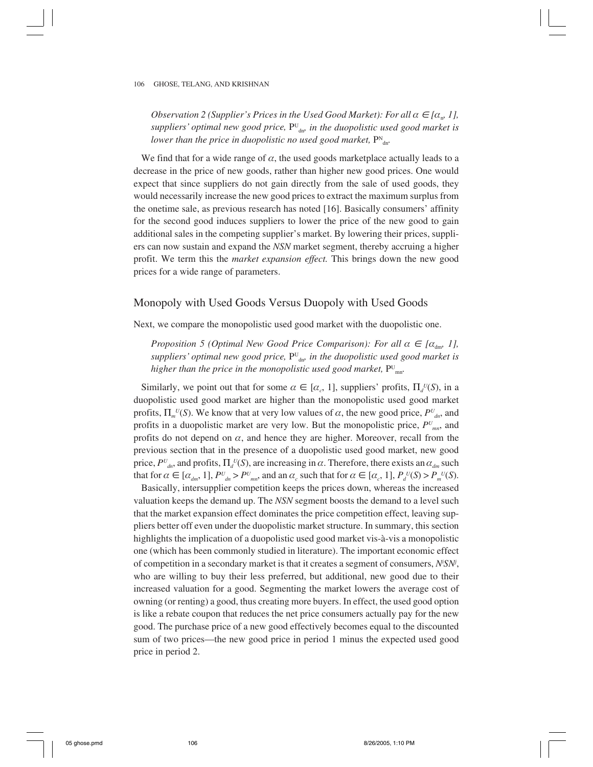*Observation 2 (Supplier's Prices in the Used Good Market): For all $\alpha \in [\alpha_n, 1]$, suppliers' optimal new good price, $P^U_{dn}$, in the duopolistic used good market is lower than the price in duopolistic no used good market, $P^N_{dn}$.*

We find that for a wide range of $\alpha$, the used goods marketplace actually leads to a decrease in the price of new goods, rather than higher new good prices. One would expect that since suppliers do not gain directly from the sale of used goods, they would necessarily increase the new good prices to extract the maximum surplus from the onetime sale, as previous research has noted [16]. Basically consumers' affinity for the second good induces suppliers to lower the price of the new good to gain additional sales in the competing supplier's market. By lowering their prices, suppliers can now sustain and expand the *NSN* market segment, thereby accruing a higher profit. We term this the *market expansion effect.* This brings down the new good prices for a wide range of parameters.

## Monopoly with Used Goods Versus Duopoly with Used Goods

Next, we compare the monopolistic used good market with the duopolistic one.

*Proposition 5 (Optimal New Good Price Comparison): For all $\alpha \in [\alpha_{dm}, 1]$, suppliers' optimal new good price, $P^U_{dn}$, in the duopolistic used good market is higher than the price in the monopolistic used good market, $P^U_{mn}$.*

Similarly, we point out that for some $\alpha \in [\alpha_c, 1]$, suppliers' profits, $\Pi_d^U(S)$, in a duopolistic used good market are higher than the monopolistic used good market profits, $\Pi_m^U(S)$. We know that at very low values of $\alpha$, the new good price, $P^U_{dn}$, and profits in a duopolistic market are very low. But the monopolistic price, $P^U_{mn}$, and profits do not depend on $\alpha$, and hence they are higher. Moreover, recall from the previous section that in the presence of a duopolistic used good market, new good price, $P^U_{dn}$, and profits, $\Pi_d^U(S)$, are increasing in $\alpha$. Therefore, there exists an $\alpha_{dm}$ such that for $\alpha \in [\alpha_{dm}, 1]$, $P^U_{dn} > P^U_{mn}$, and an $\alpha_c$ such that for $\alpha \in [\alpha_c, 1]$, $P_d^U(S) > P_m^U(S)$.

Basically, intersupplier competition keeps the prices down, whereas the increased valuation keeps the demand up. The *NSN* segment boosts the demand to a level such that the market expansion effect dominates the price competition effect, leaving suppliers better off even under the duopolistic market structure. In summary, this section highlights the implication of a duopolistic used good market vis-à-vis a monopolistic one (which has been commonly studied in literature). The important economic effect of competition in a secondary market is that it creates a segment of consumers, $N^iSN^j$, who are willing to buy their less preferred, but additional, new good due to their increased valuation for a good. Segmenting the market lowers the average cost of owning (or renting) a good, thus creating more buyers. In effect, the used good option is like a rebate coupon that reduces the net price consumers actually pay for the new good. The purchase price of a new good effectively becomes equal to the discounted sum of two prices—the new good price in period 1 minus the expected used good price in period 2.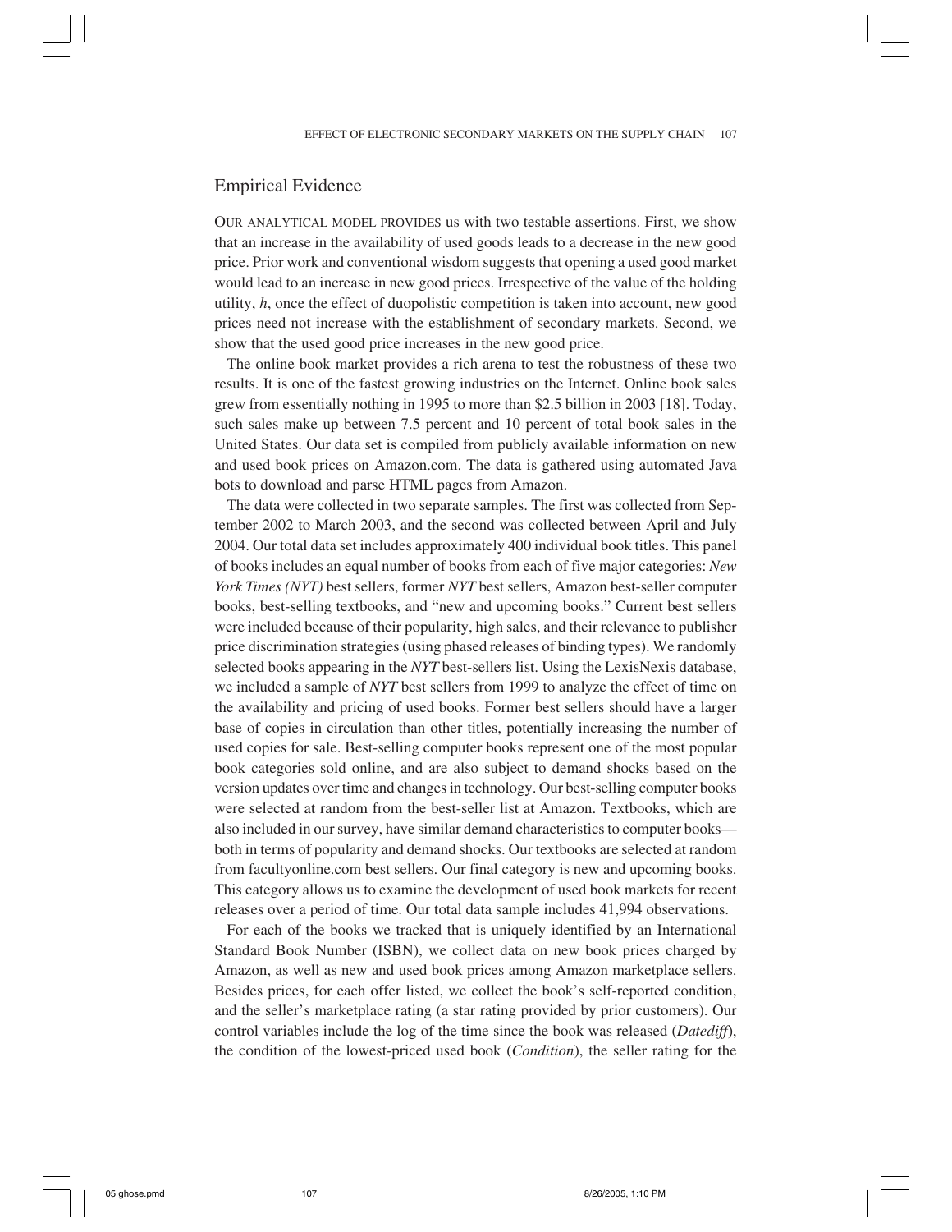## Empirical Evidence

OUR ANALYTICAL MODEL PROVIDES us with two testable assertions. First, we show that an increase in the availability of used goods leads to a decrease in the new good price. Prior work and conventional wisdom suggests that opening a used good market would lead to an increase in new good prices. Irrespective of the value of the holding utility, $h$, once the effect of duopolistic competition is taken into account, new good prices need not increase with the establishment of secondary markets. Second, we show that the used good price increases in the new good price.

The online book market provides a rich arena to test the robustness of these two results. It is one of the fastest growing industries on the Internet. Online book sales grew from essentially nothing in 1995 to more than \$2.5 billion in 2003 [18]. Today, such sales make up between 7.5 percent and 10 percent of total book sales in the United States. Our data set is compiled from publicly available information on new and used book prices on Amazon.com. The data is gathered using automated Java bots to download and parse HTML pages from Amazon.

The data were collected in two separate samples. The first was collected from September 2002 to March 2003, and the second was collected between April and July 2004. Our total data set includes approximately 400 individual book titles. This panel of books includes an equal number of books from each of five major categories: *New York Times (NYT)* best sellers, former *NYT* best sellers, Amazon best-seller computer books, best-selling textbooks, and "new and upcoming books." Current best sellers were included because of their popularity, high sales, and their relevance to publisher price discrimination strategies (using phased releases of binding types). We randomly selected books appearing in the *NYT* best-sellers list. Using the LexisNexis database, we included a sample of *NYT* best sellers from 1999 to analyze the effect of time on the availability and pricing of used books. Former best sellers should have a larger base of copies in circulation than other titles, potentially increasing the number of used copies for sale. Best-selling computer books represent one of the most popular book categories sold online, and are also subject to demand shocks based on the version updates over time and changes in technology. Our best-selling computer books were selected at random from the best-seller list at Amazon. Textbooks, which are also included in our survey, have similar demand characteristics to computer books—both in terms of popularity and demand shocks. Our textbooks are selected at random from facultyonline.com best sellers. Our final category is new and upcoming books. This category allows us to examine the development of used book markets for recent releases over a period of time. Our total data sample includes 41,994 observations.

For each of the books we tracked that is uniquely identified by an International Standard Book Number (ISBN), we collect data on new book prices charged by Amazon, as well as new and used book prices among Amazon marketplace sellers. Besides prices, for each offer listed, we collect the book's self-reported condition, and the seller's marketplace rating (a star rating provided by prior customers). Our control variables include the log of the time since the book was released (*Datediff*), the condition of the lowest-priced used book (*Condition*), the seller rating for the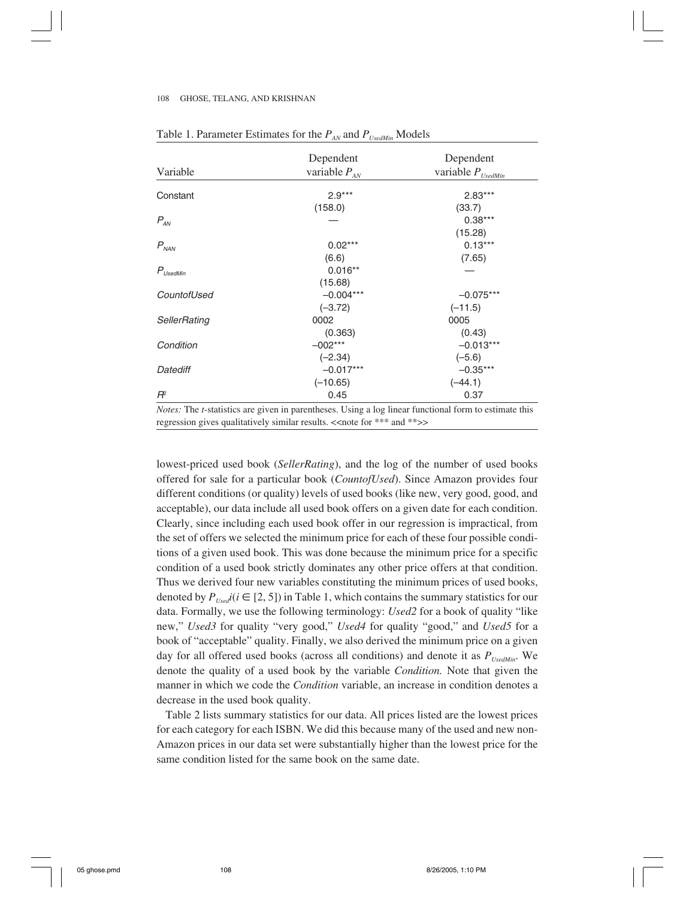Table 1. Parameter Estimates for the $P_{AN}$ and $P_{UsedMin}$ Models

| Variable | Dependent variable $P_{AN}$ | Dependent variable $P_{UsedMin}$ |
|---|---|---|
| Constant | 2.9*** | 2.83*** |
| | (158.0) | (33.7) |
| $P_{AN}$ | — | 0.38*** |
| | | (15.28) |
| $P_{NAN}$ | 0.02*** | 0.13*** |
| | (6.6) | (7.65) |
| $P_{UsedMin}$ | 0.016** | — |
| | (15.68) | |
| *CountofUsed* | −0.004*** | −0.075*** |
| | (−3.72) | (−11.5) |
| *SellerRating* | 0002 | 0005 |
| | (0.363) | (0.43) |
| *Condition* | −002*** | −0.013*** |
| | (−2.34) | (−5.6) |
| *Datediff* | −0.017*** | −0.35*** |
| | (−10.65) | (−44.1) |
| $R^2$ | 0.45 | 0.37 |

*Notes:* The *t*-statistics are given in parentheses. Using a log linear functional form to estimate this regression gives qualitatively similar results. <<note for *** and **>>

lowest-priced used book (*SellerRating*), and the log of the number of used books offered for sale for a particular book (*CountofUsed*). Since Amazon provides four different conditions (or quality) levels of used books (like new, very good, good, and acceptable), our data include all used book offers on a given date for each condition. Clearly, since including each used book offer in our regression is impractical, from the set of offers we selected the minimum price for each of these four possible conditions of a given used book. This was done because the minimum price for a specific condition of a used book strictly dominates any other price offers at that condition. Thus we derived four new variables constituting the minimum prices of used books, denoted by $P_{Used}i (i \in [2, 5])$ in Table 1, which contains the summary statistics for our data. Formally, we use the following terminology: *Used2* for a book of quality "like new," *Used3* for quality "very good," *Used4* for quality "good," and *Used5* for a book of "acceptable" quality. Finally, we also derived the minimum price on a given day for all offered used books (across all conditions) and denote it as $P_{UsedMin}$. We denote the quality of a used book by the variable *Condition.* Note that given the manner in which we code the *Condition* variable, an increase in condition denotes a decrease in the used book quality.

Table 2 lists summary statistics for our data. All prices listed are the lowest prices for each category for each ISBN. We did this because many of the used and new non-Amazon prices in our data set were substantially higher than the lowest price for the same condition listed for the same book on the same date.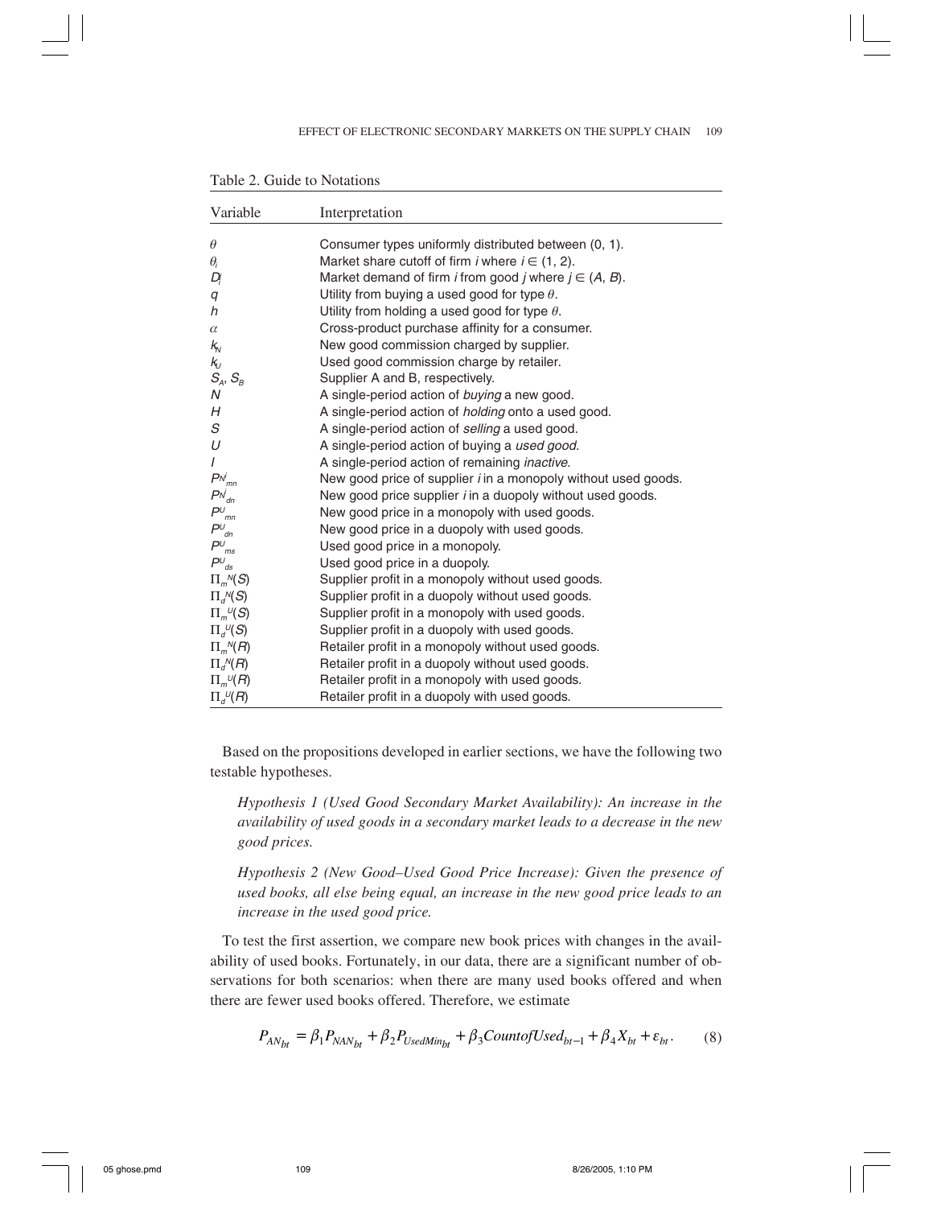Table 2. Guide to Notations

| Variable | Interpretation |
|---|---|
| $\theta$ | Consumer types uniformly distributed between (0, 1). |
| $\theta_i$ | Market share cutoff of firm *i* where $i \in (1, 2)$. |
| $D_i^j$ | Market demand of firm *i* from good *j* where $j \in (A, B)$. |
| $q$ | Utility from buying a used good for type $\theta$. |
| $h$ | Utility from holding a used good for type $\theta$. |
| $\alpha$ | Cross-product purchase affinity for a consumer. |
| $k_N$ | New good commission charged by supplier. |
| $k_U$ | Used good commission charge by retailer. |
| $S_A$, $S_B$ | Supplier A and B, respectively. |
| $N$ | A single-period action of *buying* a new good. |
| $H$ | A single-period action of *holding* onto a used good. |
| $S$ | A single-period action of *selling* a used good. |
| $U$ | A single-period action of buying a *used good.* |
| $I$ | A single-period action of remaining *inactive.* |
| $P^{N^i}_{mn}$ | New good price of supplier *i* in a monopoly without used goods. |
| $P^{N^i}_{dn}$ | New good price supplier *i* in a duopoly without used goods. |
| $P^U_{mn}$ | New good price in a monopoly with used goods. |
| $P^U_{dn}$ | New good price in a duopoly with used goods. |
| $P^U_{ms}$ | Used good price in a monopoly. |
| $P^U_{ds}$ | Used good price in a duopoly. |
| $\Pi_m^N(S)$ | Supplier profit in a monopoly without used goods. |
| $\Pi_d^N(S)$ | Supplier profit in a duopoly without used goods. |
| $\Pi_m^U(S)$ | Supplier profit in a monopoly with used goods. |
| $\Pi_d^U(S)$ | Supplier profit in a duopoly with used goods. |
| $\Pi_m^N(R)$ | Retailer profit in a monopoly without used goods. |
| $\Pi_d^N(R)$ | Retailer profit in a duopoly without used goods. |
| $\Pi_m^U(R)$ | Retailer profit in a monopoly with used goods. |
| $\Pi_d^U(R)$ | Retailer profit in a duopoly with used goods. |

Based on the propositions developed in earlier sections, we have the following two testable hypotheses.

*Hypothesis 1 (Used Good Secondary Market Availability): An increase in the availability of used goods in a secondary market leads to a decrease in the new good prices.*

*Hypothesis 2 (New Good–Used Good Price Increase): Given the presence of used books, all else being equal, an increase in the new good price leads to an increase in the used good price.*

To test the first assertion, we compare new book prices with changes in the availability of used books. Fortunately, in our data, there are a significant number of observations for both scenarios: when there are many used books offered and when there are fewer used books offered. Therefore, we estimate

$$P_{AN_{bt}} = \beta_1 P_{NAN_{bt}} + \beta_2 P_{UsedMin_{bt}} + \beta_3 CountofUsed_{bt-1} + \beta_4 X_{bt} + \varepsilon_{bt}. \quad (8)$$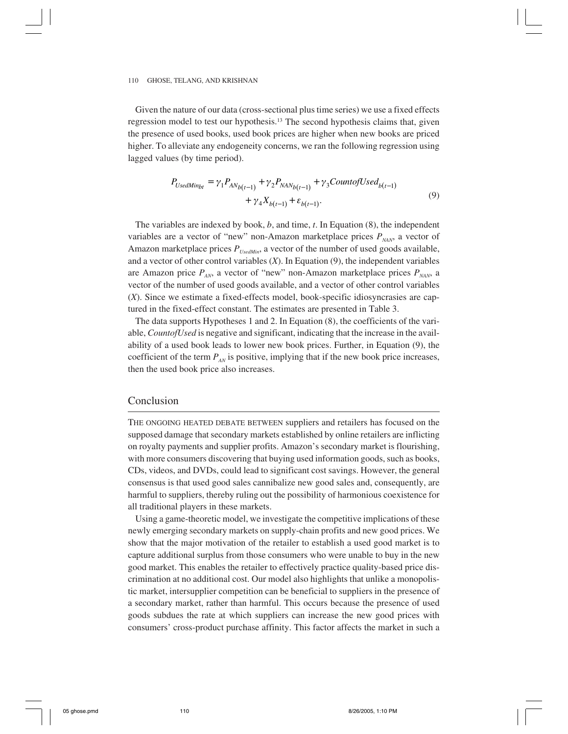Given the nature of our data (cross-sectional plus time series) we use a fixed effects regression model to test our hypothesis.[13] The second hypothesis claims that, given the presence of used books, used book prices are higher when new books are priced higher. To alleviate any endogeneity concerns, we ran the following regression using lagged values (by time period).

$$P_{UsedMin_{bt}} = \gamma_1 P_{AN_{b(t-1)}} + \gamma_2 P_{NAN_{b(t-1)}} + \gamma_3 CountofUsed_{b(t-1)} + \gamma_4 X_{b(t-1)} + \varepsilon_{b(t-1)}. \tag{9}$$

The variables are indexed by book, $b$, and time, $t$. In Equation (8), the independent variables are a vector of "new" non-Amazon marketplace prices $P_{NAN}$, a vector of Amazon marketplace prices $P_{UsedMin}$, a vector of the number of used goods available, and a vector of other control variables ($X$). In Equation (9), the independent variables are Amazon price $P_{AN}$, a vector of "new" non-Amazon marketplace prices $P_{NAN}$, a vector of the number of used goods available, and a vector of other control variables ($X$). Since we estimate a fixed-effects model, book-specific idiosyncrasies are captured in the fixed-effect constant. The estimates are presented in Table 3.

The data supports Hypotheses 1 and 2. In Equation (8), the coefficients of the variable, *CountofUsed* is negative and significant, indicating that the increase in the availability of a used book leads to lower new book prices. Further, in Equation (9), the coefficient of the term $P_{AN}$ is positive, implying that if the new book price increases, then the used book price also increases.

## Conclusion

THE ONGOING HEATED DEBATE BETWEEN suppliers and retailers has focused on the supposed damage that secondary markets established by online retailers are inflicting on royalty payments and supplier profits. Amazon's secondary market is flourishing, with more consumers discovering that buying used information goods, such as books, CDs, videos, and DVDs, could lead to significant cost savings. However, the general consensus is that used good sales cannibalize new good sales and, consequently, are harmful to suppliers, thereby ruling out the possibility of harmonious coexistence for all traditional players in these markets.

Using a game-theoretic model, we investigate the competitive implications of these newly emerging secondary markets on supply-chain profits and new good prices. We show that the major motivation of the retailer to establish a used good market is to capture additional surplus from those consumers who were unable to buy in the new good market. This enables the retailer to effectively practice quality-based price discrimination at no additional cost. Our model also highlights that unlike a monopolistic market, intersupplier competition can be beneficial to suppliers in the presence of a secondary market, rather than harmful. This occurs because the presence of used goods subdues the rate at which suppliers can increase the new good prices with consumers' cross-product purchase affinity. This factor affects the market in such a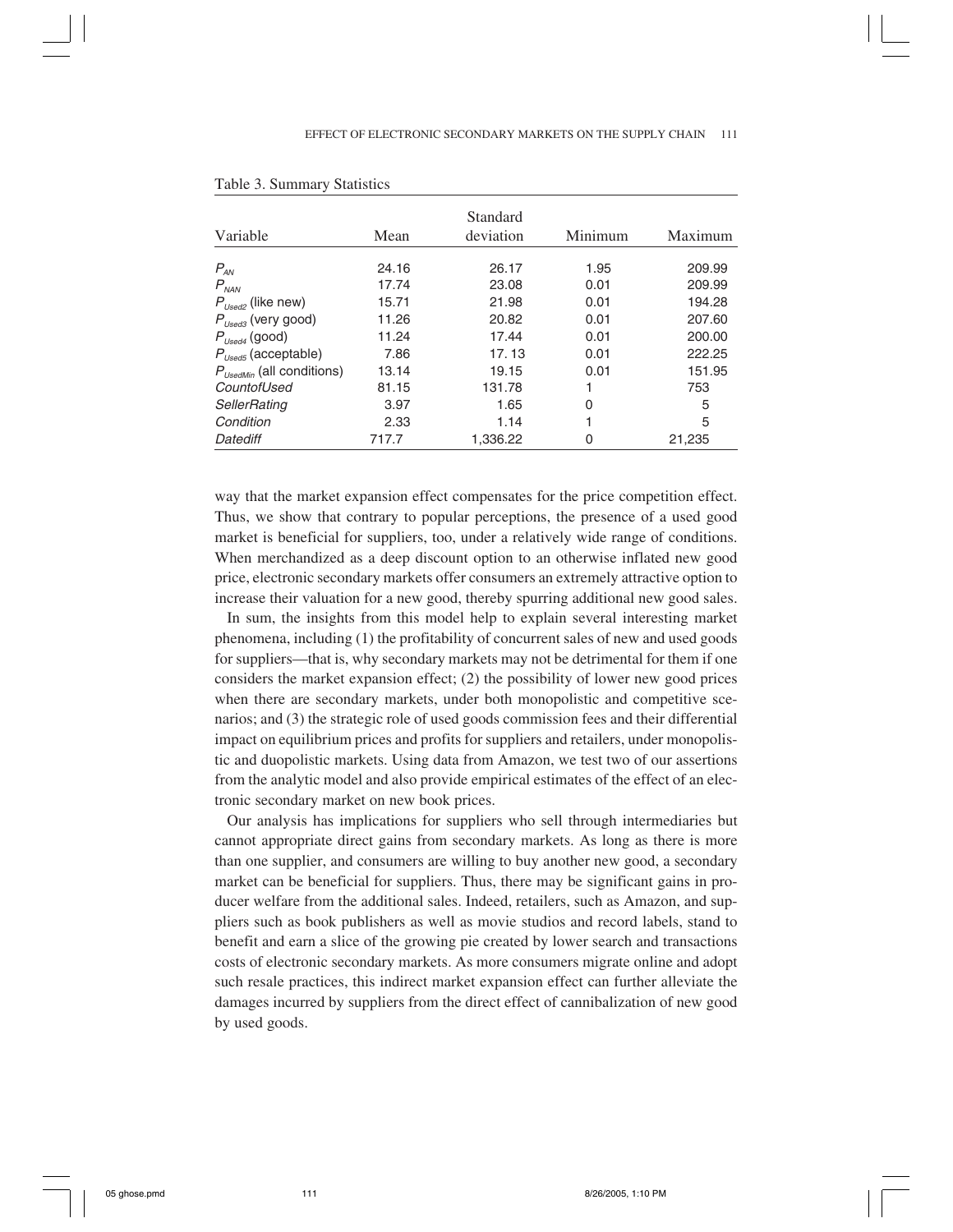Table 3. Summary Statistics

| Variable | Mean | Standard deviation | Minimum | Maximum |
|---|---|---|---|---|
| $P_{AN}$ | 24.16 | 26.17 | 1.95 | 209.99 |
| $P_{NAN}$ | 17.74 | 23.08 | 0.01 | 209.99 |
| $P_{Used2}$ (like new) | 15.71 | 21.98 | 0.01 | 194.28 |
| $P_{Used3}$ (very good) | 11.26 | 20.82 | 0.01 | 207.60 |
| $P_{Used4}$ (good) | 11.24 | 17.44 | 0.01 | 200.00 |
| $P_{Used5}$ (acceptable) | 7.86 | 17.13 | 0.01 | 222.25 |
| $P_{UsedMin}$ (all conditions) | 13.14 | 19.15 | 0.01 | 151.95 |
| *CountofUsed* | 81.15 | 131.78 | 1 | 753 |
| *SellerRating* | 3.97 | 1.65 | 0 | 5 |
| *Condition* | 2.33 | 1.14 | 1 | 5 |
| *Datediff* | 717.7 | 1,336.22 | 0 | 21,235 |

way that the market expansion effect compensates for the price competition effect. Thus, we show that contrary to popular perceptions, the presence of a used good market is beneficial for suppliers, too, under a relatively wide range of conditions. When merchandized as a deep discount option to an otherwise inflated new good price, electronic secondary markets offer consumers an extremely attractive option to increase their valuation for a new good, thereby spurring additional new good sales.

In sum, the insights from this model help to explain several interesting market phenomena, including (1) the profitability of concurrent sales of new and used goods for suppliers—that is, why secondary markets may not be detrimental for them if one considers the market expansion effect; (2) the possibility of lower new good prices when there are secondary markets, under both monopolistic and competitive scenarios; and (3) the strategic role of used goods commission fees and their differential impact on equilibrium prices and profits for suppliers and retailers, under monopolistic and duopolistic markets. Using data from Amazon, we test two of our assertions from the analytic model and also provide empirical estimates of the effect of an electronic secondary market on new book prices.

Our analysis has implications for suppliers who sell through intermediaries but cannot appropriate direct gains from secondary markets. As long as there is more than one supplier, and consumers are willing to buy another new good, a secondary market can be beneficial for suppliers. Thus, there may be significant gains in producer welfare from the additional sales. Indeed, retailers, such as Amazon, and suppliers such as book publishers as well as movie studios and record labels, stand to benefit and earn a slice of the growing pie created by lower search and transactions costs of electronic secondary markets. As more consumers migrate online and adopt such resale practices, this indirect market expansion effect can further alleviate the damages incurred by suppliers from the direct effect of cannibalization of new good by used goods.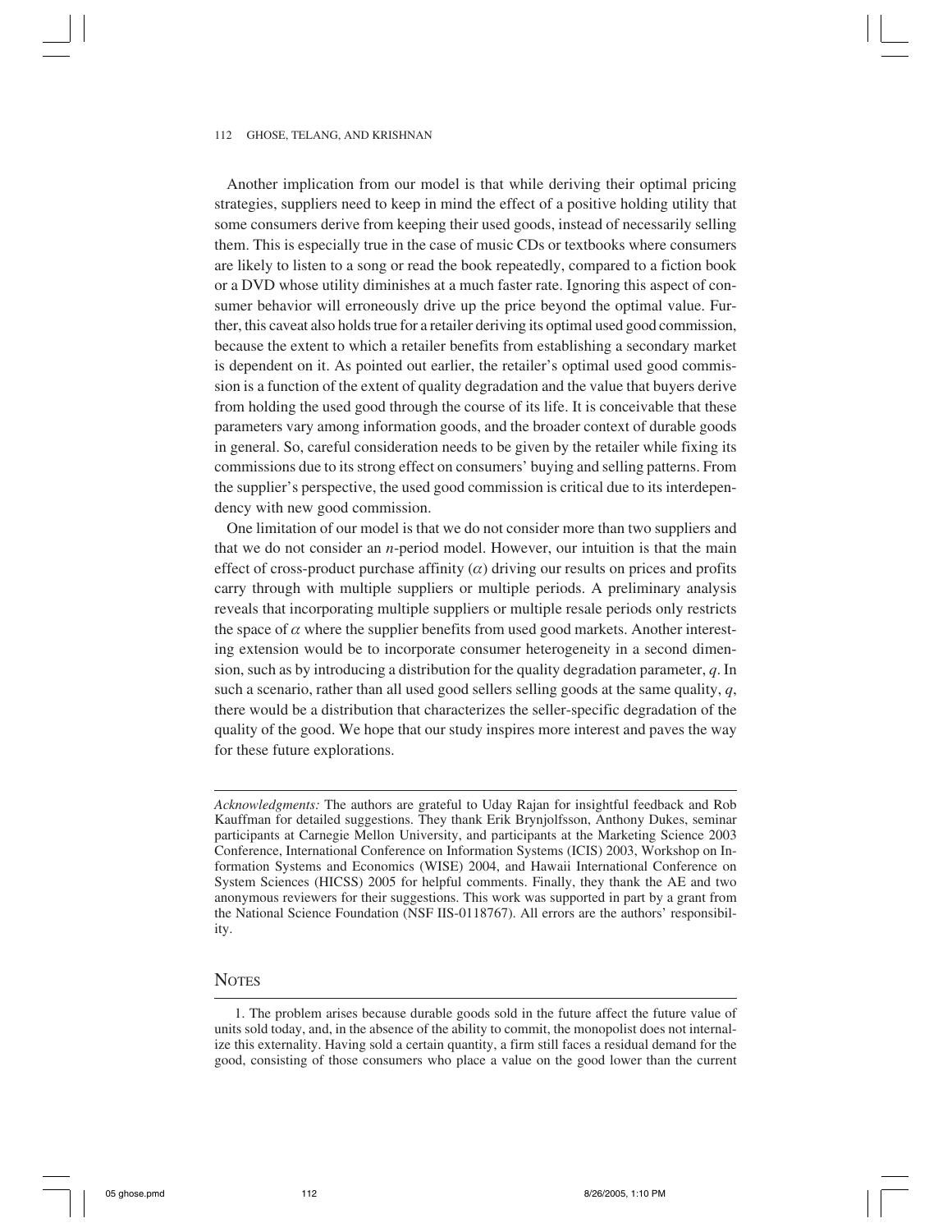Another implication from our model is that while deriving their optimal pricing strategies, suppliers need to keep in mind the effect of a positive holding utility that some consumers derive from keeping their used goods, instead of necessarily selling them. This is especially true in the case of music CDs or textbooks where consumers are likely to listen to a song or read the book repeatedly, compared to a fiction book or a DVD whose utility diminishes at a much faster rate. Ignoring this aspect of consumer behavior will erroneously drive up the price beyond the optimal value. Further, this caveat also holds true for a retailer deriving its optimal used good commission, because the extent to which a retailer benefits from establishing a secondary market is dependent on it. As pointed out earlier, the retailer's optimal used good commission is a function of the extent of quality degradation and the value that buyers derive from holding the used good through the course of its life. It is conceivable that these parameters vary among information goods, and the broader context of durable goods in general. So, careful consideration needs to be given by the retailer while fixing its commissions due to its strong effect on consumers' buying and selling patterns. From the supplier's perspective, the used good commission is critical due to its interdependency with new good commission.

One limitation of our model is that we do not consider more than two suppliers and that we do not consider an $n$-period model. However, our intuition is that the main effect of cross-product purchase affinity ($\alpha$) driving our results on prices and profits carry through with multiple suppliers or multiple periods. A preliminary analysis reveals that incorporating multiple suppliers or multiple resale periods only restricts the space of $\alpha$ where the supplier benefits from used good markets. Another interesting extension would be to incorporate consumer heterogeneity in a second dimension, such as by introducing a distribution for the quality degradation parameter, $q$. In such a scenario, rather than all used good sellers selling goods at the same quality, $q$, there would be a distribution that characterizes the seller-specific degradation of the quality of the good. We hope that our study inspires more interest and paves the way for these future explorations.

---

*Acknowledgments:* The authors are grateful to Uday Rajan for insightful feedback and Rob Kauffman for detailed suggestions. They thank Erik Brynjolfsson, Anthony Dukes, seminar participants at Carnegie Mellon University, and participants at the Marketing Science 2003 Conference, International Conference on Information Systems (ICIS) 2003, Workshop on Information Systems and Economics (WISE) 2004, and Hawaii International Conference on System Sciences (HICSS) 2005 for helpful comments. Finally, they thank the AE and two anonymous reviewers for their suggestions. This work was supported in part by a grant from the National Science Foundation (NSF IIS-0118767). All errors are the authors' responsibility.

## Notes

1. The problem arises because durable goods sold in the future affect the future value of units sold today, and, in the absence of the ability to commit, the monopolist does not internalize this externality. Having sold a certain quantity, a firm still faces a residual demand for the good, consisting of those consumers who place a value on the good lower than the current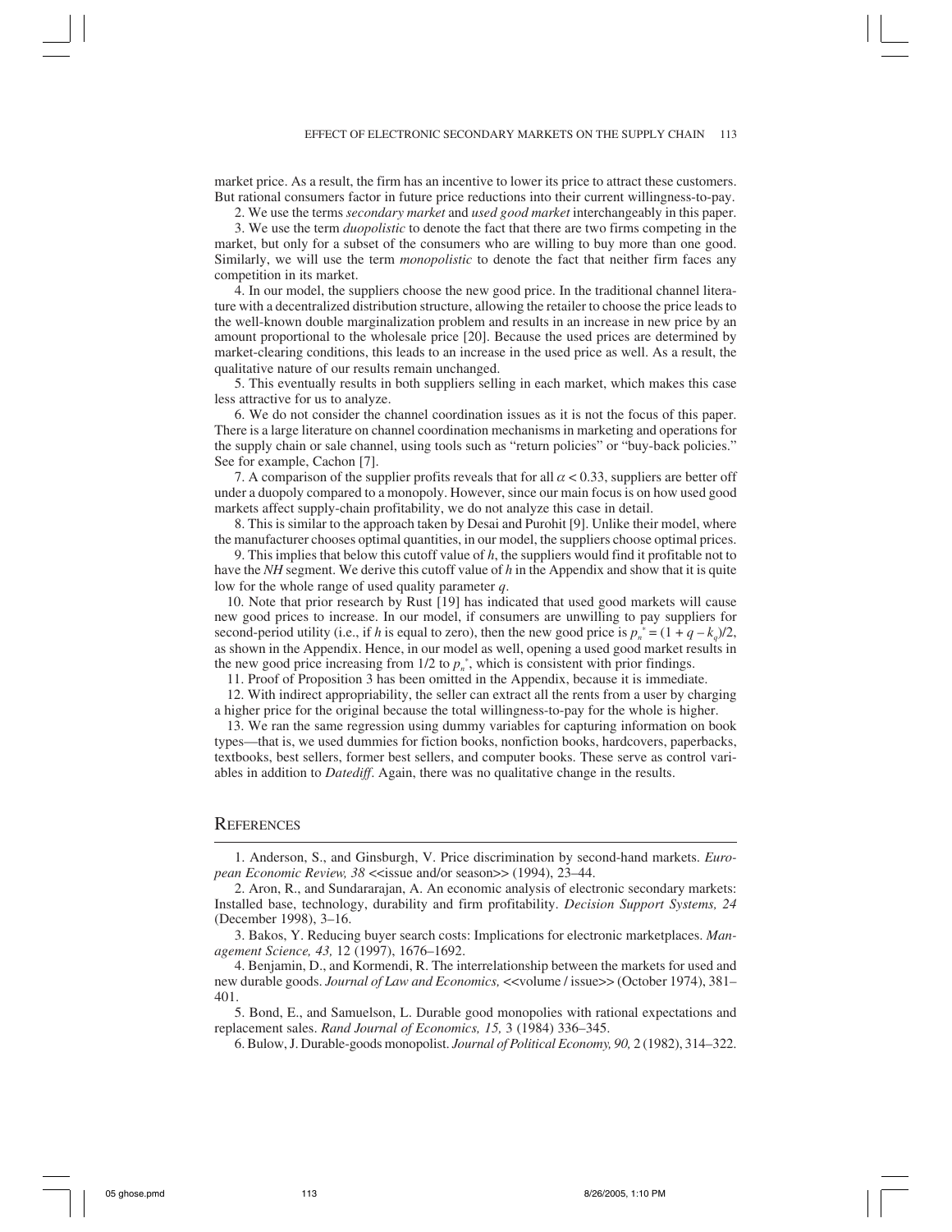market price. As a result, the firm has an incentive to lower its price to attract these customers. But rational consumers factor in future price reductions into their current willingness-to-pay.

2. We use the terms *secondary market* and *used good market* interchangeably in this paper.

3. We use the term *duopolistic* to denote the fact that there are two firms competing in the market, but only for a subset of the consumers who are willing to buy more than one good. Similarly, we will use the term *monopolistic* to denote the fact that neither firm faces any competition in its market.

4. In our model, the suppliers choose the new good price. In the traditional channel literature with a decentralized distribution structure, allowing the retailer to choose the price leads to the well-known double marginalization problem and results in an increase in new price by an amount proportional to the wholesale price [20]. Because the used prices are determined by market-clearing conditions, this leads to an increase in the used price as well. As a result, the qualitative nature of our results remain unchanged.

5. This eventually results in both suppliers selling in each market, which makes this case less attractive for us to analyze.

6. We do not consider the channel coordination issues as it is not the focus of this paper. There is a large literature on channel coordination mechanisms in marketing and operations for the supply chain or sale channel, using tools such as "return policies" or "buy-back policies." See for example, Cachon [7].

7. A comparison of the supplier profits reveals that for all $\alpha < 0.33$, suppliers are better off under a duopoly compared to a monopoly. However, since our main focus is on how used good markets affect supply-chain profitability, we do not analyze this case in detail.

8. This is similar to the approach taken by Desai and Purohit [9]. Unlike their model, where the manufacturer chooses optimal quantities, in our model, the suppliers choose optimal prices.

9. This implies that below this cutoff value of $h$, the suppliers would find it profitable not to have the *NH* segment. We derive this cutoff value of $h$ in the Appendix and show that it is quite low for the whole range of used quality parameter $q$.

10. Note that prior research by Rust [19] has indicated that used good markets will cause new good prices to increase. In our model, if consumers are unwilling to pay suppliers for second-period utility (i.e., if $h$ is equal to zero), then the new good price is $p_n^* = (1 + q - k_q)/2$, as shown in the Appendix. Hence, in our model as well, opening a used good market results in the new good price increasing from 1/2 to $p_n^*$, which is consistent with prior findings.

11. Proof of Proposition 3 has been omitted in the Appendix, because it is immediate.

12. With indirect appropriability, the seller can extract all the rents from a user by charging a higher price for the original because the total willingness-to-pay for the whole is higher.

13. We ran the same regression using dummy variables for capturing information on book types—that is, we used dummies for fiction books, nonfiction books, hardcovers, paperbacks, textbooks, best sellers, former best sellers, and computer books. These serve as control variables in addition to *Datediff*. Again, there was no qualitative change in the results.

## References

1. Anderson, S., and Ginsburgh, V. Price discrimination by second-hand markets. *European Economic Review, 38* <<issue and/or season>> (1994), 23–44.

2. Aron, R., and Sundararajan, A. An economic analysis of electronic secondary markets: Installed base, technology, durability and firm profitability. *Decision Support Systems, 24* (December 1998), 3–16.

3. Bakos, Y. Reducing buyer search costs: Implications for electronic marketplaces. *Management Science, 43,* 12 (1997), 1676–1692.

4. Benjamin, D., and Kormendi, R. The interrelationship between the markets for used and new durable goods. *Journal of Law and Economics,* <<volume / issue>> (October 1974), 381–401.

5. Bond, E., and Samuelson, L. Durable good monopolies with rational expectations and replacement sales. *Rand Journal of Economics, 15,* 3 (1984) 336–345.

6. Bulow, J. Durable-goods monopolist. *Journal of Political Economy, 90,* 2 (1982), 314–322.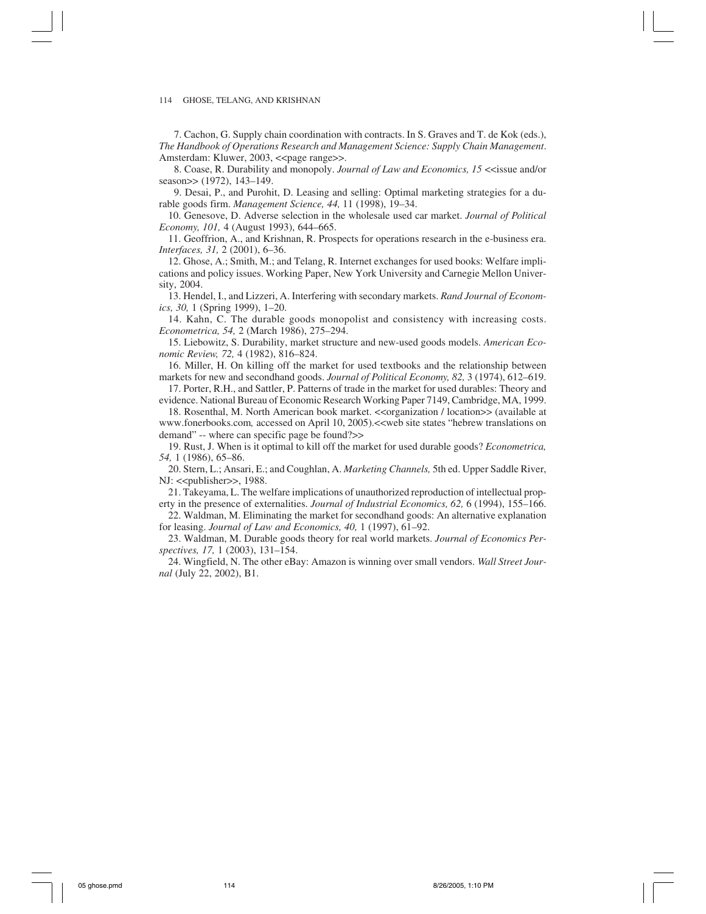7. Cachon, G. Supply chain coordination with contracts. In S. Graves and T. de Kok (eds.), *The Handbook of Operations Research and Management Science: Supply Chain Management*. Amsterdam: Kluwer, 2003, <<page range>>.

8. Coase, R. Durability and monopoly. *Journal of Law and Economics, 15* <<issue and/or season>> (1972), 143–149.

9. Desai, P., and Purohit, D. Leasing and selling: Optimal marketing strategies for a durable goods firm. *Management Science, 44,* 11 (1998), 19–34.

10. Genesove, D. Adverse selection in the wholesale used car market. *Journal of Political Economy, 101,* 4 (August 1993), 644–665.

11. Geoffrion, A., and Krishnan, R. Prospects for operations research in the e-business era. *Interfaces, 31,* 2 (2001), 6–36.

12. Ghose, A.; Smith, M.; and Telang, R. Internet exchanges for used books: Welfare implications and policy issues. Working Paper, New York University and Carnegie Mellon University, 2004.

13. Hendel, I., and Lizzeri, A. Interfering with secondary markets. *Rand Journal of Economics, 30,* 1 (Spring 1999), 1–20.

14. Kahn, C. The durable goods monopolist and consistency with increasing costs. *Econometrica, 54,* 2 (March 1986), 275–294.

15. Liebowitz, S. Durability, market structure and new-used goods models. *American Economic Review, 72,* 4 (1982), 816–824.

16. Miller, H. On killing off the market for used textbooks and the relationship between markets for new and secondhand goods. *Journal of Political Economy, 82,* 3 (1974), 612–619.

17. Porter, R.H., and Sattler, P. Patterns of trade in the market for used durables: Theory and evidence. National Bureau of Economic Research Working Paper 7149, Cambridge, MA, 1999.

18. Rosenthal, M. North American book market. <<organization / location>> (available at www.fonerbooks.com*,* accessed on April 10, 2005).<<web site states "hebrew translations on demand" -- where can specific page be found?>>

19. Rust, J. When is it optimal to kill off the market for used durable goods? *Econometrica, 54,* 1 (1986), 65–86.

20. Stern, L.; Ansari, E.; and Coughlan, A. *Marketing Channels,* 5th ed. Upper Saddle River, NJ: <<publisher>>, 1988.

21. Takeyama, L. The welfare implications of unauthorized reproduction of intellectual property in the presence of externalities. *Journal of Industrial Economics, 62,* 6 (1994), 155–166.

22. Waldman, M. Eliminating the market for secondhand goods: An alternative explanation for leasing. *Journal of Law and Economics, 40,* 1 (1997), 61–92.

23. Waldman, M. Durable goods theory for real world markets. *Journal of Economics Perspectives, 17,* 1 (2003), 131–154.

24. Wingfield, N. The other eBay: Amazon is winning over small vendors. *Wall Street Journal* (July 22, 2002), B1.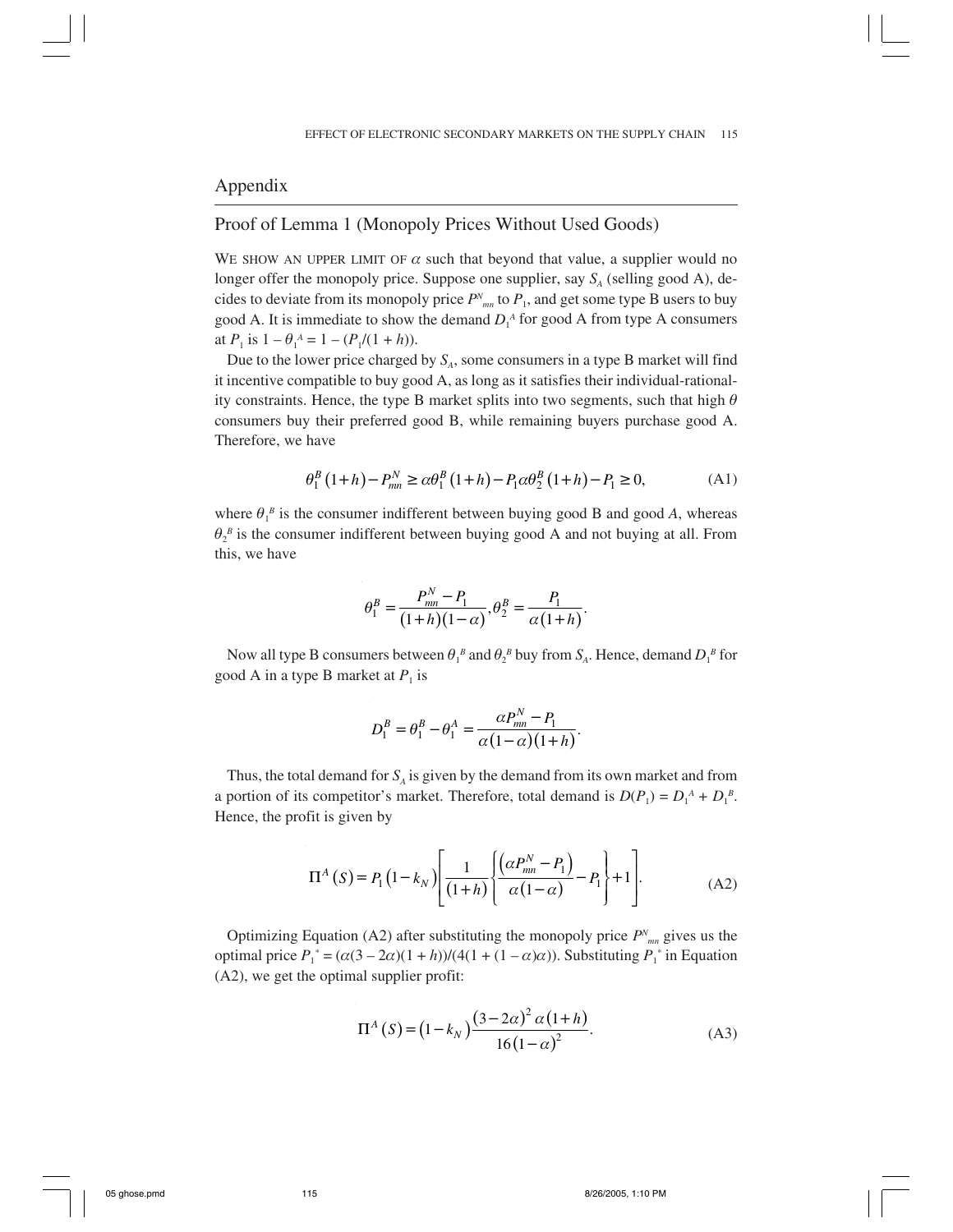## Appendix

### Proof of Lemma 1 (Monopoly Prices Without Used Goods)

WE SHOW AN UPPER LIMIT OF $\alpha$ such that beyond that value, a supplier would no longer offer the monopoly price. Suppose one supplier, say $S_A$ (selling good A), decides to deviate from its monopoly price $P^N_{mn}$ to $P_1$, and get some type B users to buy good A. It is immediate to show the demand $D_1^A$ for good A from type A consumers at $P_1$ is $1 - \theta_1^A = 1 - (P_1/(1 + h))$.

Due to the lower price charged by $S_A$, some consumers in a type B market will find it incentive compatible to buy good A, as long as it satisfies their individual-rationality constraints. Hence, the type B market splits into two segments, such that high $\theta$ consumers buy their preferred good B, while remaining buyers purchase good A. Therefore, we have

$$\theta_1^B(1+h) - P_{mn}^N \geq \alpha\theta_1^B(1+h) - P_1\alpha\theta_2^B(1+h) - P_1 \geq 0, \tag{A1}$$

where $\theta_1^B$ is the consumer indifferent between buying good B and good *A*, whereas $\theta_2^B$ is the consumer indifferent between buying good A and not buying at all. From this, we have

$$\theta_1^B = \frac{P_{mn}^N - P_1}{(1+h)(1-\alpha)}, \theta_2^B = \frac{P_1}{\alpha(1+h)}.$$

Now all type B consumers between $\theta_1^B$ and $\theta_2^B$ buy from $S_A$. Hence, demand $D_1^B$ for good A in a type B market at $P_1$ is

$$D_1^B = \theta_1^B - \theta_1^A = \frac{\alpha P_{mn}^N - P_1}{\alpha(1-\alpha)(1+h)}.$$

Thus, the total demand for $S_A$ is given by the demand from its own market and from a portion of its competitor's market. Therefore, total demand is $D(P_1) = D_1^A + D_1^B$. Hence, the profit is given by

$$\Pi^A(S) = P_1(1-k_N)\left[\frac{1}{(1+h)}\left\{\frac{(\alpha P_{mn}^N - P_1)}{\alpha(1-\alpha)} - P_1\right\} + 1\right]. \tag{A2}$$

Optimizing Equation (A2) after substituting the monopoly price $P^N_{mn}$ gives us the optimal price $P_1^* = (\alpha(3 - 2\alpha)(1 + h))/(4(1 + (1 - \alpha)\alpha))$. Substituting $P_1^*$ in Equation (A2), we get the optimal supplier profit:

$$\Pi^A(S) = (1-k_N)\frac{(3-2\alpha)^2\alpha(1+h)}{16(1-\alpha)^2}. \tag{A3}$$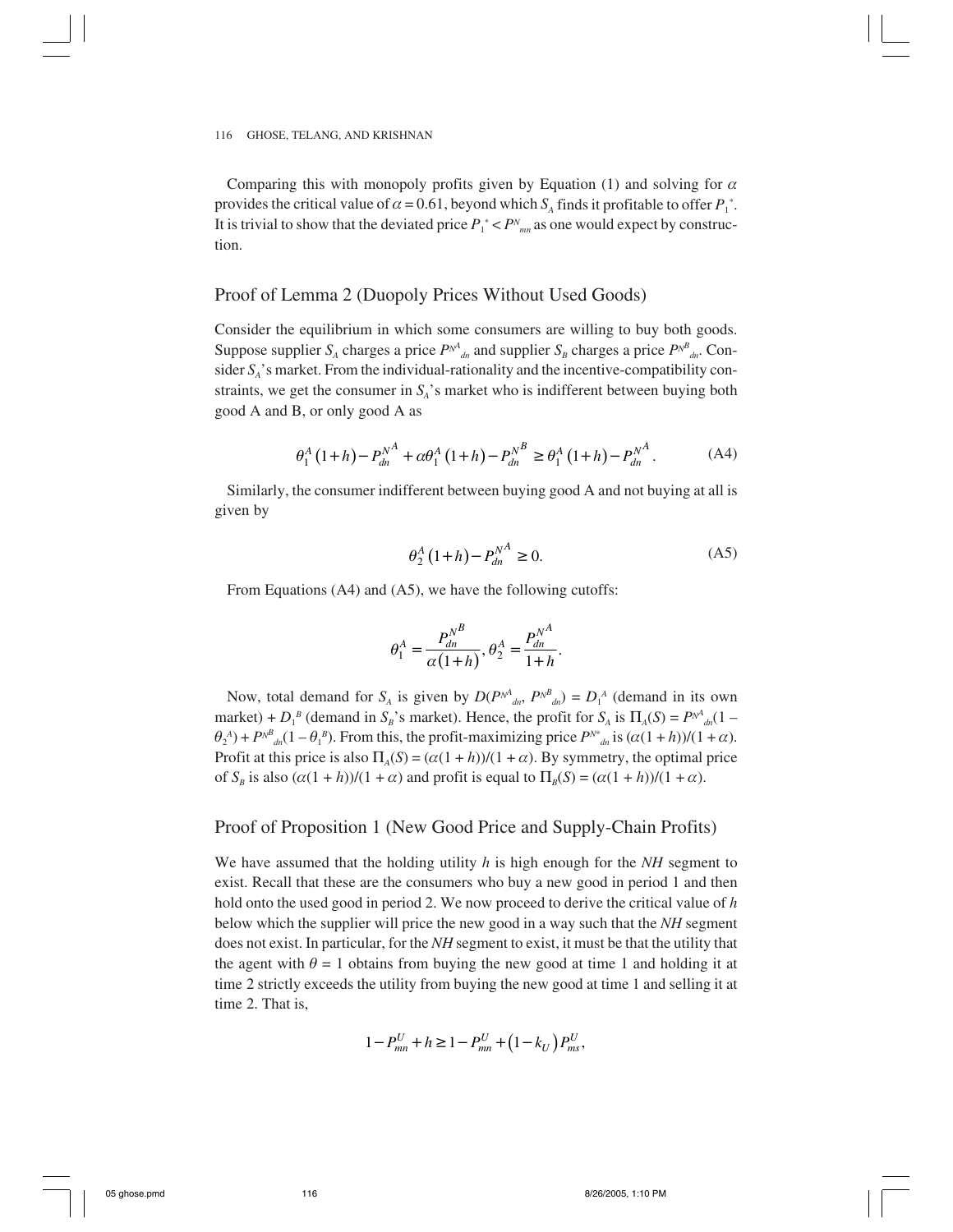Comparing this with monopoly profits given by Equation (1) and solving for $\alpha$ provides the critical value of $\alpha = 0.61$, beyond which $S_A$ finds it profitable to offer $P_1^*$. It is trivial to show that the deviated price $P_1^* < P^N_{mn}$ as one would expect by construction.

## Proof of Lemma 2 (Duopoly Prices Without Used Goods)

Consider the equilibrium in which some consumers are willing to buy both goods. Suppose supplier $S_A$ charges a price $P^{N^A}_{dn}$ and supplier $S_B$ charges a price $P^{N^B}_{dn}$. Consider $S_A$'s market. From the individual-rationality and the incentive-compatibility constraints, we get the consumer in $S_A$'s market who is indifferent between buying both good A and B, or only good A as

$$\theta_1^A(1+h) - P_{dn}^{N^A} + \alpha\theta_1^A(1+h) - P_{dn}^{N^B} \geq \theta_1^A(1+h) - P_{dn}^{N^A}. \tag{A4}$$

Similarly, the consumer indifferent between buying good A and not buying at all is given by

$$\theta_2^A(1+h) - P_{dn}^{N^A} \geq 0. \tag{A5}$$

From Equations (A4) and (A5), we have the following cutoffs:

$$\theta_1^A = \frac{P_{dn}^{N^B}}{\alpha(1+h)}, \theta_2^A = \frac{P_{dn}^{N^A}}{1+h}.$$

Now, total demand for $S_A$ is given by $D(P^{N^A}_{dn}, P^{N^B}_{dn}) = D_1^A$ (demand in its own market) + $D_1^B$ (demand in $S_B$'s market). Hence, the profit for $S_A$ is $\Pi_A(S) = P^{N^A}_{dn}(1 - \theta_2^A) + P^{N^B}_{dn}(1 - \theta_1^B)$. From this, the profit-maximizing price $P^{N^*}_{dn}$ is $(\alpha(1+h))/(1+\alpha)$. Profit at this price is also $\Pi_A(S) = (\alpha(1+h))/(1+\alpha)$. By symmetry, the optimal price of $S_B$ is also $(\alpha(1+h))/(1+\alpha)$ and profit is equal to $\Pi_B(S) = (\alpha(1+h))/(1+\alpha)$.

## Proof of Proposition 1 (New Good Price and Supply-Chain Profits)

We have assumed that the holding utility $h$ is high enough for the *NH* segment to exist. Recall that these are the consumers who buy a new good in period 1 and then hold onto the used good in period 2. We now proceed to derive the critical value of $h$ below which the supplier will price the new good in a way such that the *NH* segment does not exist. In particular, for the *NH* segment to exist, it must be that the utility that the agent with $\theta = 1$ obtains from buying the new good at time 1 and holding it at time 2 strictly exceeds the utility from buying the new good at time 1 and selling it at time 2. That is,

$$1 - P_{mn}^U + h \geq 1 - P_{mn}^U + (1 - k_U)P_{ms}^U,$$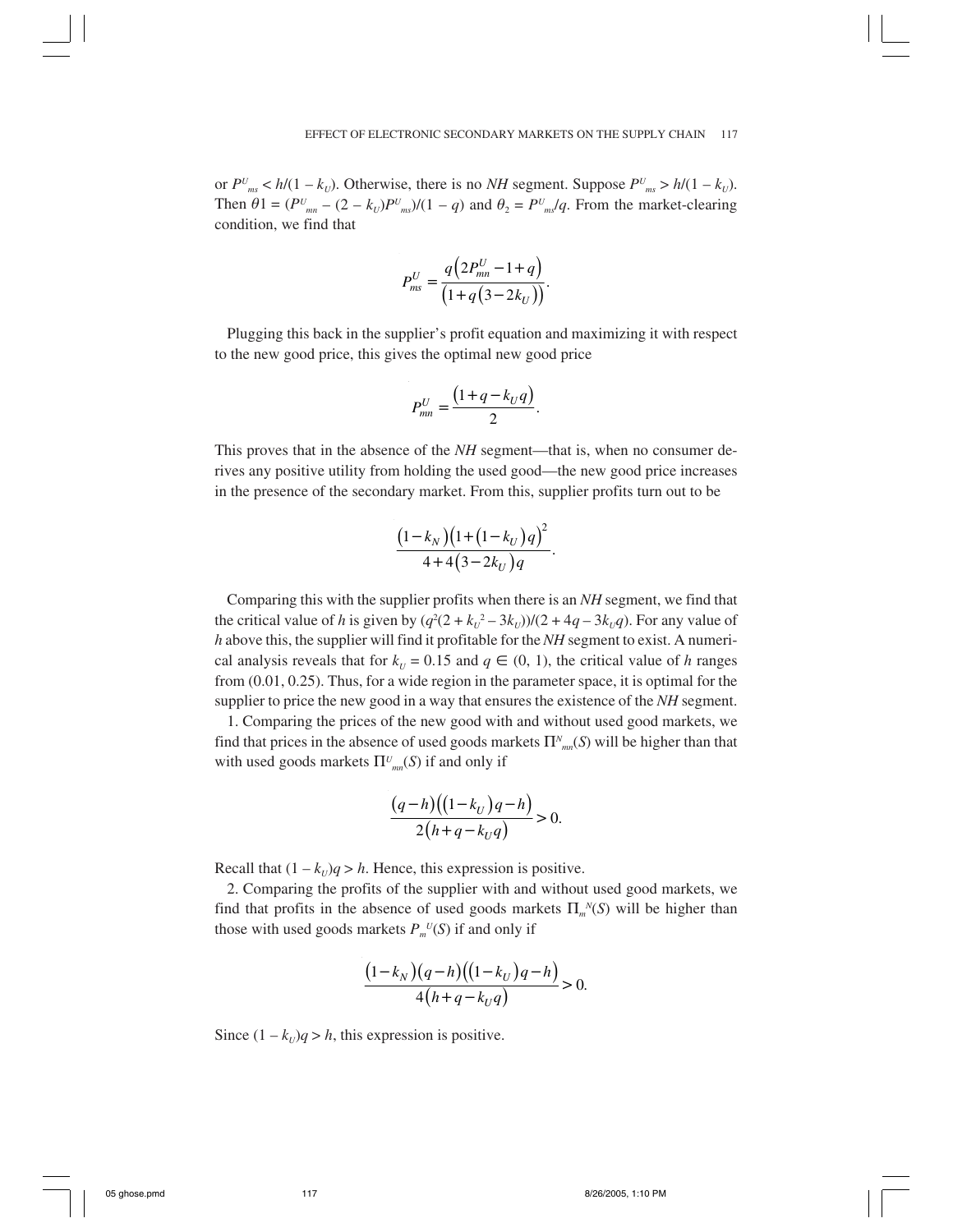or $P^U_{ms} < h/(1 - k_U)$. Otherwise, there is no *NH* segment. Suppose $P^U_{ms} > h/(1 - k_U)$. Then $\theta 1 = (P^U_{mn} - (2 - k_U)P^U_{ms})/(1 - q)$ and $\theta_2 = P^U_{ms}/q$. From the market-clearing condition, we find that

$$P^U_{ms} = \frac{q\left(2P^U_{mn} - 1 + q\right)}{\left(1 + q\left(3 - 2k_U\right)\right)}.$$

Plugging this back in the supplier's profit equation and maximizing it with respect to the new good price, this gives the optimal new good price

$$P^U_{mn} = \frac{\left(1 + q - k_U q\right)}{2}.$$

This proves that in the absence of the *NH* segment—that is, when no consumer derives any positive utility from holding the used good—the new good price increases in the presence of the secondary market. From this, supplier profits turn out to be

$$\frac{\left(1 - k_N\right)\left(1 + \left(1 - k_U\right)q\right)^2}{4 + 4\left(3 - 2k_U\right)q}.$$

Comparing this with the supplier profits when there is an *NH* segment, we find that the critical value of $h$ is given by $(q^2(2 + k_U^2 - 3k_U))/(2 + 4q - 3k_U q)$. For any value of $h$ above this, the supplier will find it profitable for the *NH* segment to exist. A numerical analysis reveals that for $k_U = 0.15$ and $q \in (0, 1)$, the critical value of $h$ ranges from (0.01, 0.25). Thus, for a wide region in the parameter space, it is optimal for the supplier to price the new good in a way that ensures the existence of the *NH* segment.

1. Comparing the prices of the new good with and without used good markets, we find that prices in the absence of used goods markets $\Pi^N_{mn}(S)$ will be higher than that with used goods markets $\Pi^U_{mn}(S)$ if and only if

$$\frac{\left(q - h\right)\left(\left(1 - k_U\right)q - h\right)}{2\left(h + q - k_U q\right)} > 0.$$

Recall that $(1 - k_U)q > h$. Hence, this expression is positive.

2. Comparing the profits of the supplier with and without used good markets, we find that profits in the absence of used goods markets $\Pi_m^N(S)$ will be higher than those with used goods markets $P_m^U(S)$ if and only if

$$\frac{\left(1 - k_N\right)\left(q - h\right)\left(\left(1 - k_U\right)q - h\right)}{4\left(h + q - k_U q\right)} > 0.$$

Since $(1 - k_U)q > h$, this expression is positive.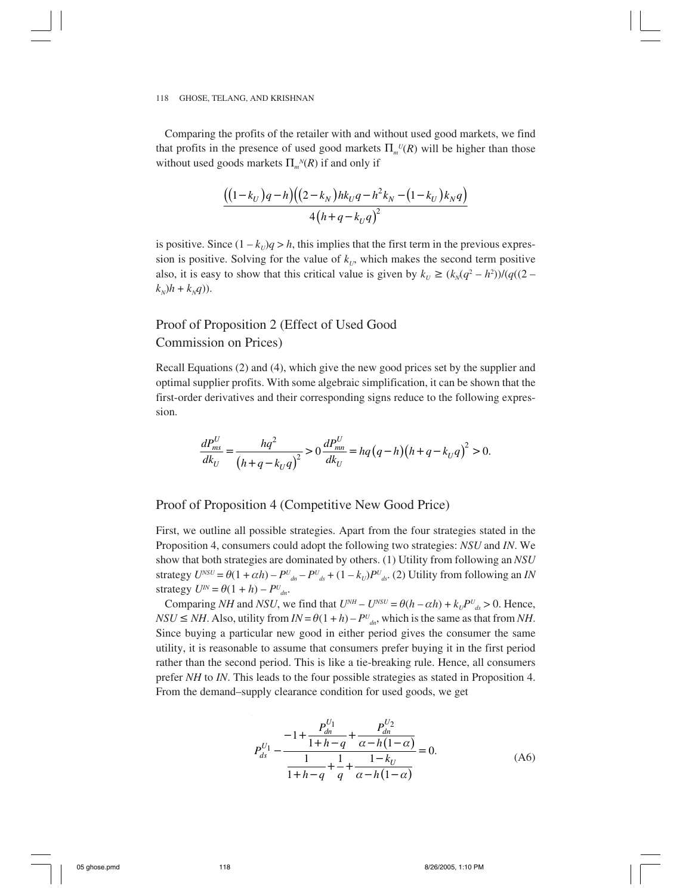Comparing the profits of the retailer with and without used good markets, we find that profits in the presence of used good markets $\Pi_m^{U}(R)$ will be higher than those without used goods markets $\Pi_m^{N}(R)$ if and only if

$$\frac{\left(\left(1-k_U\right)q-h\right)\left(\left(2-k_N\right)hk_U q-h^2k_N-\left(1-k_U\right)k_N q\right)}{4\left(h+q-k_U q\right)^2}$$

is positive. Since $(1 - k_U)q > h$, this implies that the first term in the previous expression is positive. Solving for the value of $k_U$, which makes the second term positive also, it is easy to show that this critical value is given by $k_U \geq (k_N(q^2 - h^2))/(q((2 - k_N)h + k_N q))$.

## Proof of Proposition 2 (Effect of Used Good Commission on Prices)

Recall Equations (2) and (4), which give the new good prices set by the supplier and optimal supplier profits. With some algebraic simplification, it can be shown that the first-order derivatives and their corresponding signs reduce to the following expression.

$$\frac{dP_{ms}^{U}}{dk_U}=\frac{hq^2}{\left(h+q-k_U q\right)^2}>0\,\frac{dP_{mn}^{U}}{dk_U}=hq\left(q-h\right)\left(h+q-k_U q\right)^2>0.$$

## Proof of Proposition 4 (Competitive New Good Price)

First, we outline all possible strategies. Apart from the four strategies stated in the Proposition 4, consumers could adopt the following two strategies: *NSU* and *IN*. We show that both strategies are dominated by others. (1) Utility from following an *NSU* strategy $U^{NSU} = \theta(1 + \alpha h) - P^{U}_{dn} - P^{U}_{ds} + (1 - k_U)P^{U}_{ds}$. (2) Utility from following an *IN* strategy $U^{IN} = \theta(1 + h) - P^{U}_{dn}$.

Comparing *NH* and *NSU*, we find that $U^{NH} - U^{NSU} = \theta(h - \alpha h) + k_U P^{U}_{ds} > 0$. Hence, $NSU \leq NH$. Also, utility from $IN = \theta(1 + h) - P^{U}_{dn}$, which is the same as that from *NH*. Since buying a particular new good in either period gives the consumer the same utility, it is reasonable to assume that consumers prefer buying it in the first period rather than the second period. This is like a tie-breaking rule. Hence, all consumers prefer *NH* to *IN*. This leads to the four possible strategies as stated in Proposition 4. From the demand–supply clearance condition for used goods, we get

$$P_{ds}^{U_1}-\frac{-1+\dfrac{P_{dn}^{U_1}}{1+h-q}+\dfrac{P_{dn}^{U_2}}{\alpha-h\left(1-\alpha\right)}}{\dfrac{1}{1+h-q}+\dfrac{1}{q}+\dfrac{1-k_U}{\alpha-h\left(1-\alpha\right)}}=0. \tag{A6}$$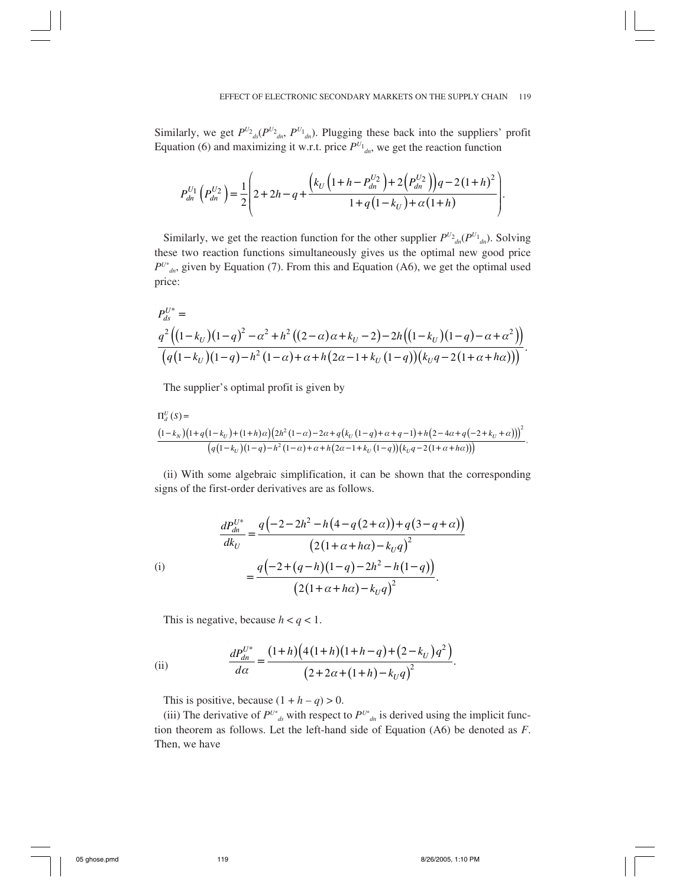Similarly, we get $P^{U_2}_{ds}(P^{U_2}_{dn}, P^{U_1}_{dn})$. Plugging these back into the suppliers' profit Equation (6) and maximizing it w.r.t. price $P^{U_1}_{dn}$, we get the reaction function

$$P^{U_1}_{dn}\left(P^{U_2}_{dn}\right) = \frac{1}{2}\left(2 + 2h - q + \frac{\left(k_U\left(1 + h - P^{U_2}_{dn}\right) + 2\left(P^{U_2}_{dn}\right)\right)q - 2(1+h)^2}{1 + q\left(1 - k_U\right) + \alpha(1+h)}\right).$$

Similarly, we get the reaction function for the other supplier $P^{U_2}_{dn}(P^{U_1}_{dn})$. Solving these two reaction functions simultaneously gives us the optimal new good price $P^{U^*}_{dn}$, given by Equation (7). From this and Equation (A6), we get the optimal used price:

$$P^{U*}_{ds} = \frac{q^2\left(\left(1-k_U\right)(1-q)^2 - \alpha^2 + h^2\left((2-\alpha)\alpha + k_U - 2\right) - 2h\left(\left(1-k_U\right)(1-q) - \alpha + \alpha^2\right)\right)}{\left(q\left(1-k_U\right)(1-q) - h^2(1-\alpha) + \alpha + h\left(2\alpha - 1 + k_U(1-q)\right)\right)\left(k_U q - 2(1 + \alpha + h\alpha)\right)}.$$

The supplier's optimal profit is given by

$$\Pi^U_d(S) = \frac{\left(1-k_N\right)\left(1+q\left(1-k_U\right)+(1+h)\alpha\right)\left(2h^2(1-\alpha) - 2\alpha + q\left(k_U(1-q) + \alpha + q - 1\right) + h\left(2 - 4\alpha + q\left(-2 + k_U + \alpha\right)\right)\right)^2}{\left(q\left(1-k_U\right)(1-q) - h^2(1-\alpha) + \alpha + h\left(2\alpha - 1 + k_U(1-q)\right)\right)\left(k_U q - 2(1 + \alpha + h\alpha)\right)}.$$

(ii) With some algebraic simplification, it can be shown that the corresponding signs of the first-order derivatives are as follows.

(i)
$$\frac{dP^{U*}_{dn}}{dk_U} = \frac{q\left(-2 - 2h^2 - h\left(4 - q(2+\alpha)\right) + q(3 - q + \alpha)\right)}{\left(2(1 + \alpha + h\alpha) - k_U q\right)^2} = \frac{q\left(-2 + (q-h)(1-q) - 2h^2 - h(1-q)\right)}{\left(2(1 + \alpha + h\alpha) - k_U q\right)^2}.$$

This is negative, because $h < q < 1$.

(ii)
$$\frac{dP^{U*}_{dn}}{d\alpha} = \frac{(1+h)\left(4(1+h)(1+h-q) + \left(2-k_U\right)q^2\right)}{\left(2 + 2\alpha + (1+h) - k_U q\right)^2}.$$

This is positive, because $(1 + h - q) > 0$.

(iii) The derivative of $P^{U*}_{ds}$ with respect to $P^{U*}_{dn}$ is derived using the implicit function theorem as follows. Let the left-hand side of Equation (A6) be denoted as $F$. Then, we have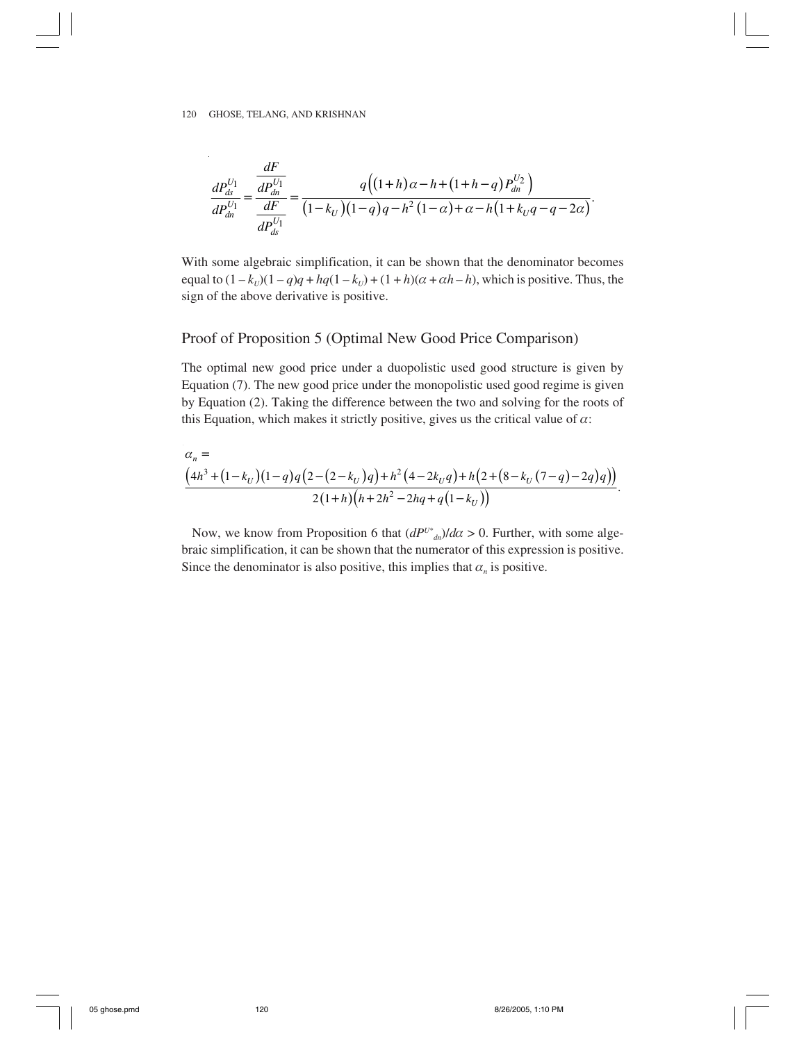$$\frac{dP_{ds}^{U1}}{dP_{dn}^{U1}} = \frac{\dfrac{dF}{dP_{dn}^{U1}}}{\dfrac{dF}{dP_{ds}^{U1}}} = \frac{q\left(\left(1+h\right)\alpha - h + \left(1+h-q\right)P_{dn}^{U_2}\right)}{\left(1-k_U\right)\left(1-q\right)q - h^2\left(1-\alpha\right) + \alpha - h\left(1+k_U q - q - 2\alpha\right)}.$$

With some algebraic simplification, it can be shown that the denominator becomes equal to $(1 - k_U)(1 - q)q + hq(1 - k_U) + (1 + h)(\alpha + \alpha h - h)$, which is positive. Thus, the sign of the above derivative is positive.

## Proof of Proposition 5 (Optimal New Good Price Comparison)

The optimal new good price under a duopolistic used good structure is given by Equation (7). The new good price under the monopolistic used good regime is given by Equation (2). Taking the difference between the two and solving for the roots of this Equation, which makes it strictly positive, gives us the critical value of $\alpha$:

$$\alpha_n = \frac{\left(4h^3 + \left(1-k_U\right)\left(1-q\right)q\left(2-\left(2-k_U\right)q\right) + h^2\left(4-2k_U q\right) + h\left(2+\left(8-k_U\left(7-q\right)-2q\right)q\right)\right)}{2\left(1+h\right)\left(h+2h^2-2hq+q\left(1-k_U\right)\right)}.$$

Now, we know from Proposition 6 that $(dP^{U^*}_{dn})/d\alpha > 0$. Further, with some algebraic simplification, it can be shown that the numerator of this expression is positive. Since the denominator is also positive, this implies that $\alpha_n$ is positive.